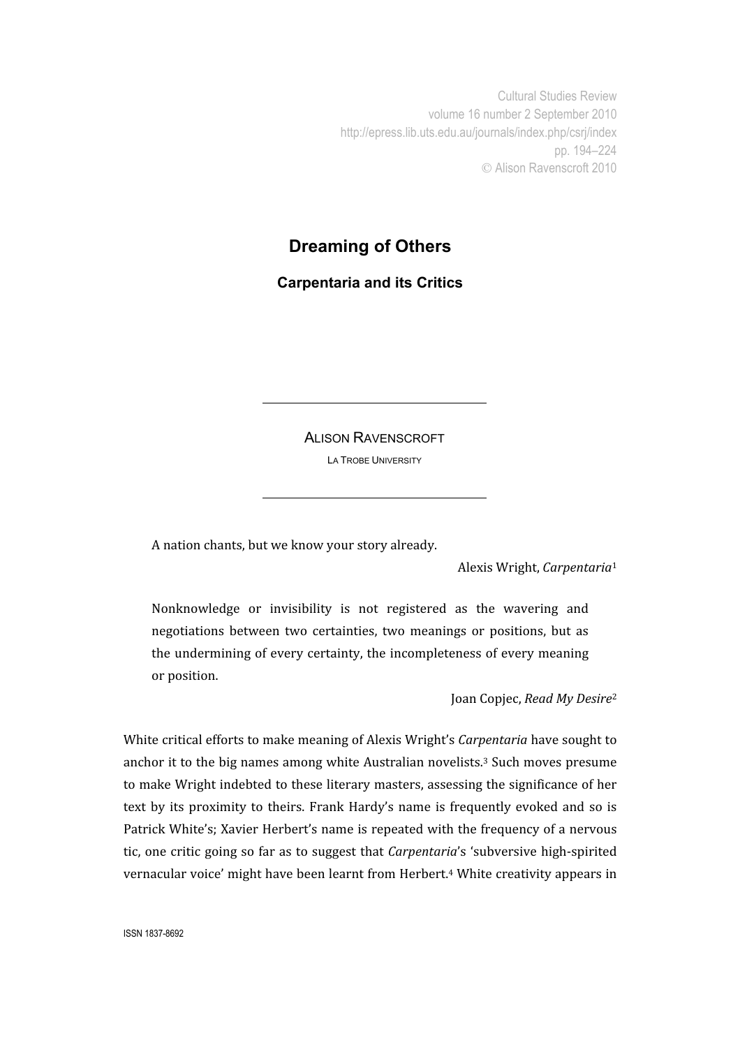# Dreaming of Others

## Carpentaria and its Critics

ALISON RAVENSCROFT

LA TROBE UNIVERSITY

> A nation chants, but we know your story already.
>
> Alexis Wright, *Carpentaria*[1]

> Nonknowledge or invisibility is not registered as the wavering and negotiations between two certainties, two meanings or positions, but as the undermining of every certainty, the incompleteness of every meaning or position.
>
> Joan Copjec, *Read My Desire*[2]

White critical efforts to make meaning of Alexis Wright's *Carpentaria* have sought to anchor it to the big names among white Australian novelists.[3] Such moves presume to make Wright indebted to these literary masters, assessing the significance of her text by its proximity to theirs. Frank Hardy's name is frequently evoked and so is Patrick White's; Xavier Herbert's name is repeated with the frequency of a nervous tic, one critic going so far as to suggest that *Carpentaria*'s 'subversive high-spirited vernacular voice' might have been learnt from Herbert.[4] White creativity appears in

ISSN 1837-8692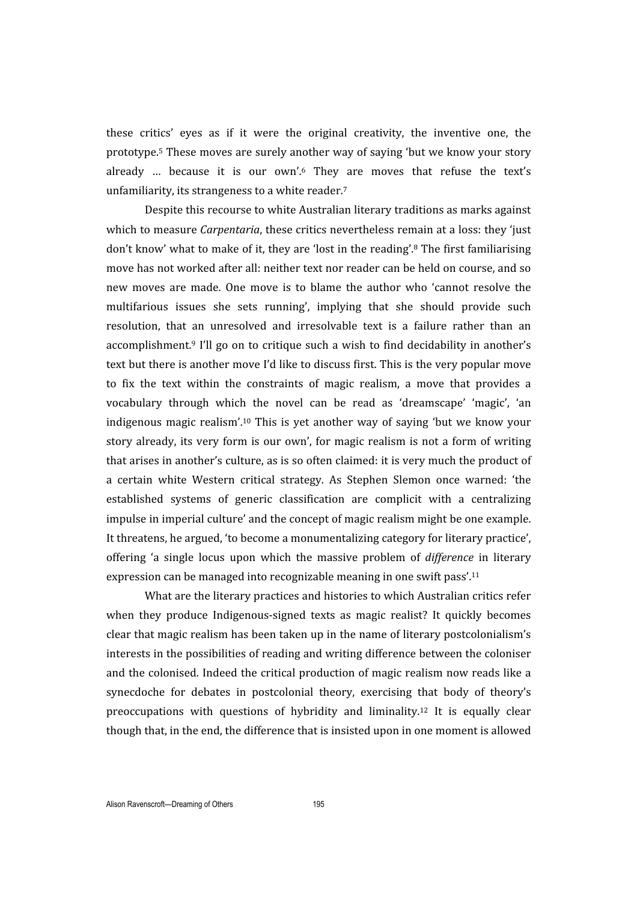these critics' eyes as if it were the original creativity, the inventive one, the prototype.[5] These moves are surely another way of saying 'but we know your story already … because it is our own'.[6] They are moves that refuse the text's unfamiliarity, its strangeness to a white reader.[7]

Despite this recourse to white Australian literary traditions as marks against which to measure *Carpentaria*, these critics nevertheless remain at a loss: they 'just don't know' what to make of it, they are 'lost in the reading'.[8] The first familiarising move has not worked after all: neither text nor reader can be held on course, and so new moves are made. One move is to blame the author who 'cannot resolve the multifarious issues she sets running', implying that she should provide such resolution, that an unresolved and irresolvable text is a failure rather than an accomplishment.[9] I'll go on to critique such a wish to find decidability in another's text but there is another move I'd like to discuss first. This is the very popular move to fix the text within the constraints of magic realism, a move that provides a vocabulary through which the novel can be read as 'dreamscape' 'magic', 'an indigenous magic realism'.[10] This is yet another way of saying 'but we know your story already, its very form is our own', for magic realism is not a form of writing that arises in another's culture, as is so often claimed: it is very much the product of a certain white Western critical strategy. As Stephen Slemon once warned: 'the established systems of generic classification are complicit with a centralizing impulse in imperial culture' and the concept of magic realism might be one example. It threatens, he argued, 'to become a monumentalizing category for literary practice', offering 'a single locus upon which the massive problem of *difference* in literary expression can be managed into recognizable meaning in one swift pass'.[11]

What are the literary practices and histories to which Australian critics refer when they produce Indigenous-signed texts as magic realist? It quickly becomes clear that magic realism has been taken up in the name of literary postcolonialism's interests in the possibilities of reading and writing difference between the coloniser and the colonised. Indeed the critical production of magic realism now reads like a synecdoche for debates in postcolonial theory, exercising that body of theory's preoccupations with questions of hybridity and liminality.[12] It is equally clear though that, in the end, the difference that is insisted upon in one moment is allowed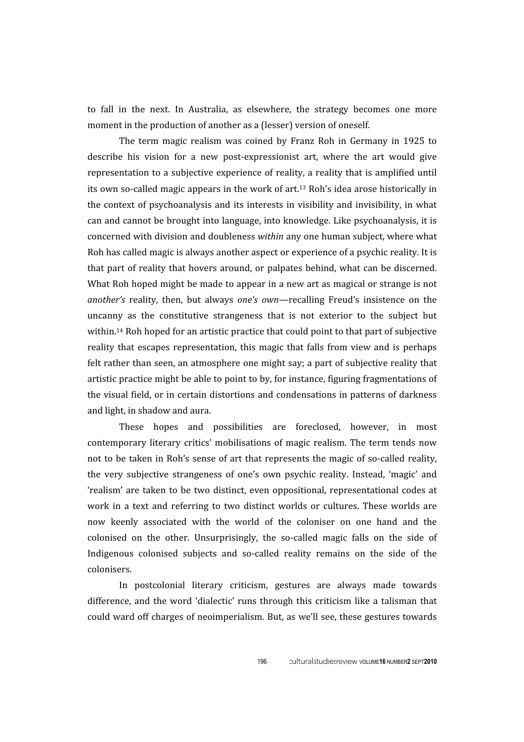to fall in the next. In Australia, as elsewhere, the strategy becomes one more moment in the production of another as a (lesser) version of oneself.

The term magic realism was coined by Franz Roh in Germany in 1925 to describe his vision for a new post-expressionist art, where the art would give representation to a subjective experience of reality, a reality that is amplified until its own so-called magic appears in the work of art.[13] Roh's idea arose historically in the context of psychoanalysis and its interests in visibility and invisibility, in what can and cannot be brought into language, into knowledge. Like psychoanalysis, it is concerned with division and doubleness *within* any one human subject, where what Roh has called magic is always another aspect or experience of a psychic reality. It is that part of reality that hovers around, or palpates behind, what can be discerned. What Roh hoped might be made to appear in a new art as magical or strange is not *another's* reality, then, but always *one's own*—recalling Freud's insistence on the uncanny as the constitutive strangeness that is not exterior to the subject but within.[14] Roh hoped for an artistic practice that could point to that part of subjective reality that escapes representation, this magic that falls from view and is perhaps felt rather than seen, an atmosphere one might say; a part of subjective reality that artistic practice might be able to point to by, for instance, figuring fragmentations of the visual field, or in certain distortions and condensations in patterns of darkness and light, in shadow and aura.

These hopes and possibilities are foreclosed, however, in most contemporary literary critics' mobilisations of magic realism. The term tends now not to be taken in Roh's sense of art that represents the magic of so-called reality, the very subjective strangeness of one's own psychic reality. Instead, 'magic' and 'realism' are taken to be two distinct, even oppositional, representational codes at work in a text and referring to two distinct worlds or cultures. These worlds are now keenly associated with the world of the coloniser on one hand and the colonised on the other. Unsurprisingly, the so-called magic falls on the side of Indigenous colonised subjects and so-called reality remains on the side of the colonisers.

In postcolonial literary criticism, gestures are always made towards difference, and the word 'dialectic' runs through this criticism like a talisman that could ward off charges of neoimperialism. But, as we'll see, these gestures towards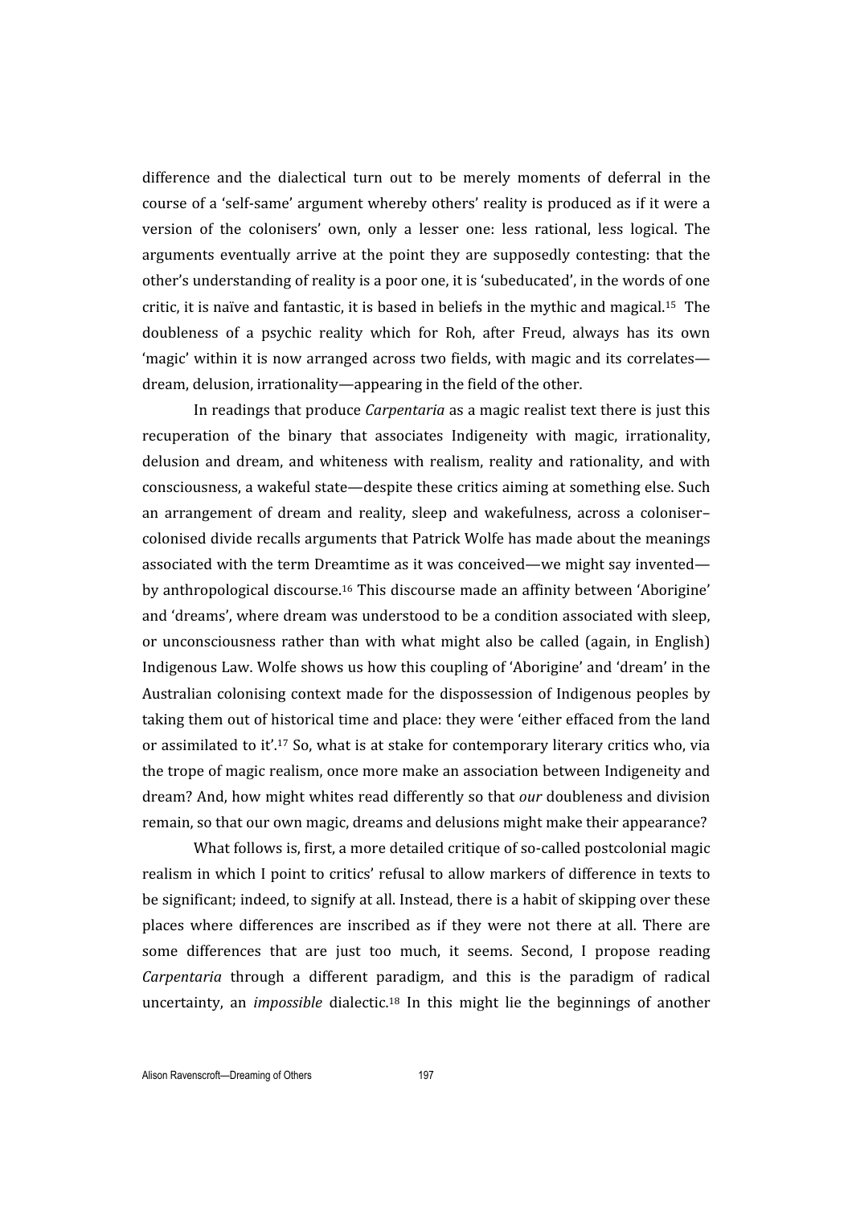difference and the dialectical turn out to be merely moments of deferral in the course of a 'self-same' argument whereby others' reality is produced as if it were a version of the colonisers' own, only a lesser one: less rational, less logical. The arguments eventually arrive at the point they are supposedly contesting: that the other's understanding of reality is a poor one, it is 'subeducated', in the words of one critic, it is naïve and fantastic, it is based in beliefs in the mythic and magical.[15] The doubleness of a psychic reality which for Roh, after Freud, always has its own 'magic' within it is now arranged across two fields, with magic and its correlates—dream, delusion, irrationality—appearing in the field of the other.

In readings that produce *Carpentaria* as a magic realist text there is just this recuperation of the binary that associates Indigeneity with magic, irrationality, delusion and dream, and whiteness with realism, reality and rationality, and with consciousness, a wakeful state—despite these critics aiming at something else. Such an arrangement of dream and reality, sleep and wakefulness, across a coloniser–colonised divide recalls arguments that Patrick Wolfe has made about the meanings associated with the term Dreamtime as it was conceived—we might say invented—by anthropological discourse.[16] This discourse made an affinity between 'Aborigine' and 'dreams', where dream was understood to be a condition associated with sleep, or unconsciousness rather than with what might also be called (again, in English) Indigenous Law. Wolfe shows us how this coupling of 'Aborigine' and 'dream' in the Australian colonising context made for the dispossession of Indigenous peoples by taking them out of historical time and place: they were 'either effaced from the land or assimilated to it'.[17] So, what is at stake for contemporary literary critics who, via the trope of magic realism, once more make an association between Indigeneity and dream? And, how might whites read differently so that *our* doubleness and division remain, so that our own magic, dreams and delusions might make their appearance?

What follows is, first, a more detailed critique of so-called postcolonial magic realism in which I point to critics' refusal to allow markers of difference in texts to be significant; indeed, to signify at all. Instead, there is a habit of skipping over these places where differences are inscribed as if they were not there at all. There are some differences that are just too much, it seems. Second, I propose reading *Carpentaria* through a different paradigm, and this is the paradigm of radical uncertainty, an *impossible* dialectic.[18] In this might lie the beginnings of another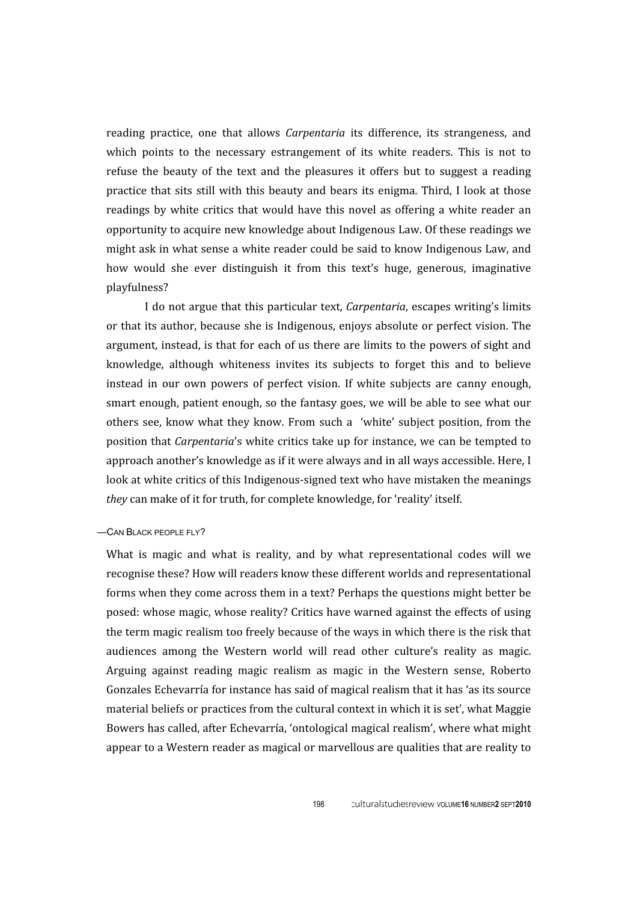reading practice, one that allows *Carpentaria* its difference, its strangeness, and which points to the necessary estrangement of its white readers. This is not to refuse the beauty of the text and the pleasures it offers but to suggest a reading practice that sits still with this beauty and bears its enigma. Third, I look at those readings by white critics that would have this novel as offering a white reader an opportunity to acquire new knowledge about Indigenous Law. Of these readings we might ask in what sense a white reader could be said to know Indigenous Law, and how would she ever distinguish it from this text's huge, generous, imaginative playfulness?

I do not argue that this particular text, *Carpentaria*, escapes writing's limits or that its author, because she is Indigenous, enjoys absolute or perfect vision. The argument, instead, is that for each of us there are limits to the powers of sight and knowledge, although whiteness invites its subjects to forget this and to believe instead in our own powers of perfect vision. If white subjects are canny enough, smart enough, patient enough, so the fantasy goes, we will be able to see what our others see, know what they know. From such a 'white' subject position, from the position that *Carpentaria*'s white critics take up for instance, we can be tempted to approach another's knowledge as if it were always and in all ways accessible. Here, I look at white critics of this Indigenous-signed text who have mistaken the meanings *they* can make of it for truth, for complete knowledge, for 'reality' itself.

## —Can Black people fly?

What is magic and what is reality, and by what representational codes will we recognise these? How will readers know these different worlds and representational forms when they come across them in a text? Perhaps the questions might better be posed: whose magic, whose reality? Critics have warned against the effects of using the term magic realism too freely because of the ways in which there is the risk that audiences among the Western world will read other culture's reality as magic. Arguing against reading magic realism as magic in the Western sense, Roberto Gonzales Echevarría for instance has said of magical realism that it has 'as its source material beliefs or practices from the cultural context in which it is set', what Maggie Bowers has called, after Echevarría, 'ontological magical realism', where what might appear to a Western reader as magical or marvellous are qualities that are reality to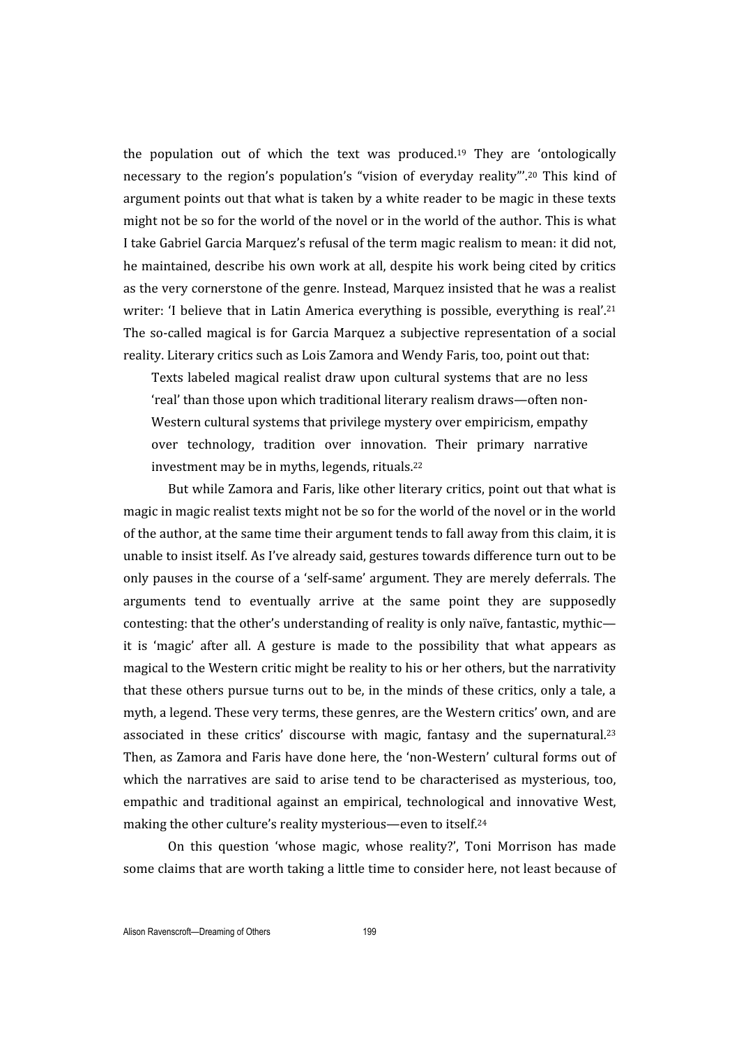the population out of which the text was produced.[19] They are 'ontologically necessary to the region's population's "vision of everyday reality"'.[20] This kind of argument points out that what is taken by a white reader to be magic in these texts might not be so for the world of the novel or in the world of the author. This is what I take Gabriel Garcia Marquez's refusal of the term magic realism to mean: it did not, he maintained, describe his own work at all, despite his work being cited by critics as the very cornerstone of the genre. Instead, Marquez insisted that he was a realist writer: 'I believe that in Latin America everything is possible, everything is real'.[21] The so-called magical is for Garcia Marquez a subjective representation of a social reality. Literary critics such as Lois Zamora and Wendy Faris, too, point out that:

> Texts labeled magical realist draw upon cultural systems that are no less 'real' than those upon which traditional literary realism draws—often non-Western cultural systems that privilege mystery over empiricism, empathy over technology, tradition over innovation. Their primary narrative investment may be in myths, legends, rituals.[22]

But while Zamora and Faris, like other literary critics, point out that what is magic in magic realist texts might not be so for the world of the novel or in the world of the author, at the same time their argument tends to fall away from this claim, it is unable to insist itself. As I've already said, gestures towards difference turn out to be only pauses in the course of a 'self-same' argument. They are merely deferrals. The arguments tend to eventually arrive at the same point they are supposedly contesting: that the other's understanding of reality is only naïve, fantastic, mythic—it is 'magic' after all. A gesture is made to the possibility that what appears as magical to the Western critic might be reality to his or her others, but the narrativity that these others pursue turns out to be, in the minds of these critics, only a tale, a myth, a legend. These very terms, these genres, are the Western critics' own, and are associated in these critics' discourse with magic, fantasy and the supernatural.[23] Then, as Zamora and Faris have done here, the 'non-Western' cultural forms out of which the narratives are said to arise tend to be characterised as mysterious, too, empathic and traditional against an empirical, technological and innovative West, making the other culture's reality mysterious—even to itself.[24]

On this question 'whose magic, whose reality?', Toni Morrison has made some claims that are worth taking a little time to consider here, not least because of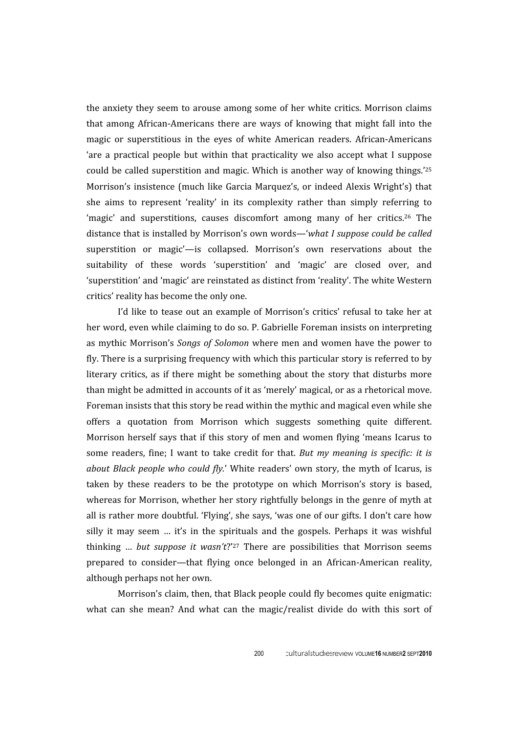the anxiety they seem to arouse among some of her white critics. Morrison claims that among African-Americans there are ways of knowing that might fall into the magic or superstitious in the eyes of white American readers. African-Americans 'are a practical people but within that practicality we also accept what I suppose could be called superstition and magic. Which is another way of knowing things.'[25] Morrison's insistence (much like Garcia Marquez's, or indeed Alexis Wright's) that she aims to represent 'reality' in its complexity rather than simply referring to 'magic' and superstitions, causes discomfort among many of her critics.[26] The distance that is installed by Morrison's own words—'*what I suppose could be called* superstition or magic'—is collapsed. Morrison's own reservations about the suitability of these words 'superstition' and 'magic' are closed over, and 'superstition' and 'magic' are reinstated as distinct from 'reality'. The white Western critics' reality has become the only one.

I'd like to tease out an example of Morrison's critics' refusal to take her at her word, even while claiming to do so. P. Gabrielle Foreman insists on interpreting as mythic Morrison's *Songs of Solomon* where men and women have the power to fly. There is a surprising frequency with which this particular story is referred to by literary critics, as if there might be something about the story that disturbs more than might be admitted in accounts of it as 'merely' magical, or as a rhetorical move. Foreman insists that this story be read within the mythic and magical even while she offers a quotation from Morrison which suggests something quite different. Morrison herself says that if this story of men and women flying 'means Icarus to some readers, fine; I want to take credit for that. *But my meaning is specific: it is about Black people who could fly.*' White readers' own story, the myth of Icarus, is taken by these readers to be the prototype on which Morrison's story is based, whereas for Morrison, whether her story rightfully belongs in the genre of myth at all is rather more doubtful. 'Flying', she says, 'was one of our gifts. I don't care how silly it may seem … it's in the spirituals and the gospels. Perhaps it was wishful thinking … *but suppose it wasn't*?'[27] There are possibilities that Morrison seems prepared to consider—that flying once belonged in an African-American reality, although perhaps not her own.

Morrison's claim, then, that Black people could fly becomes quite enigmatic: what can she mean? And what can the magic/realist divide do with this sort of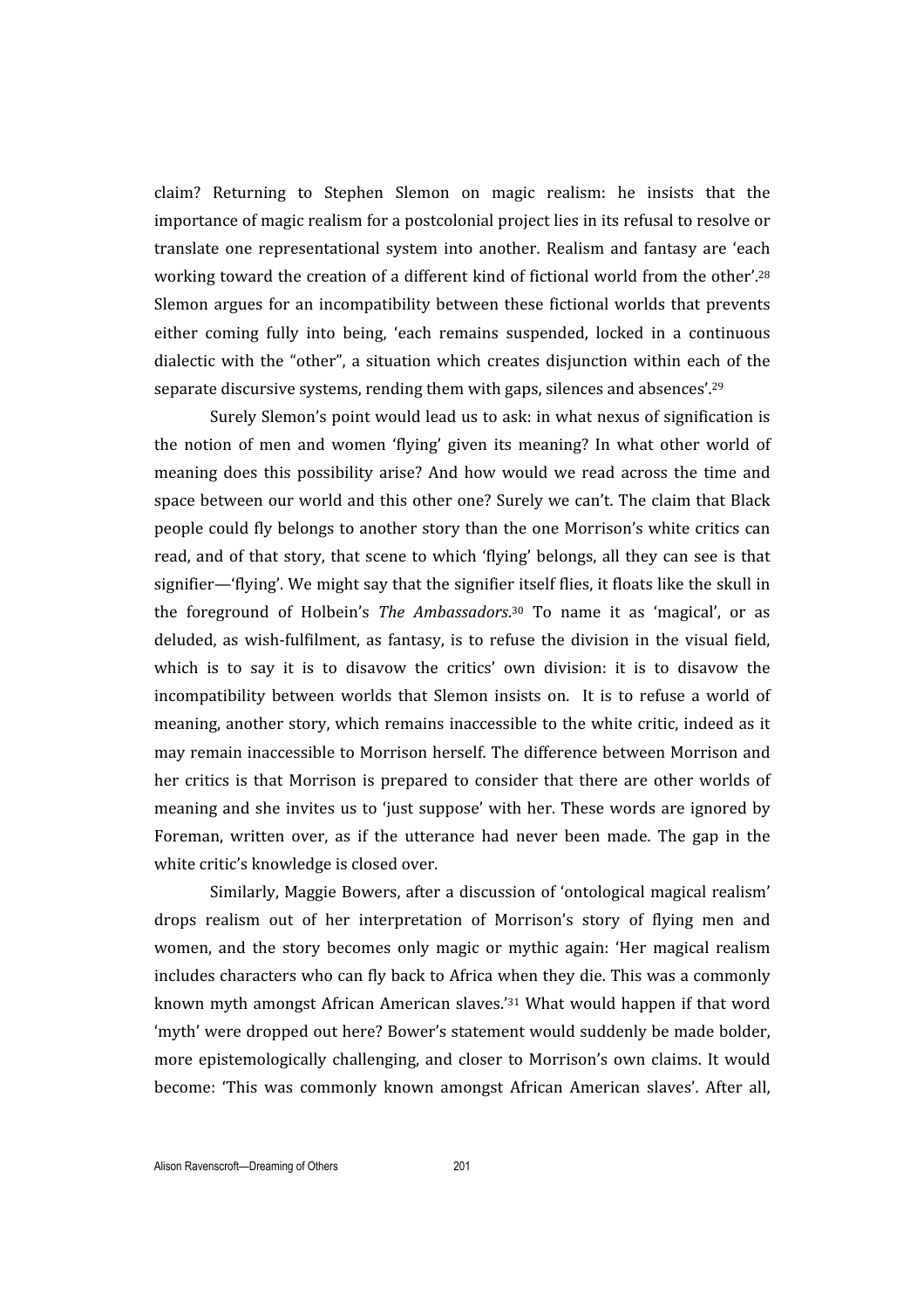claim? Returning to Stephen Slemon on magic realism: he insists that the importance of magic realism for a postcolonial project lies in its refusal to resolve or translate one representational system into another. Realism and fantasy are 'each working toward the creation of a different kind of fictional world from the other'.[28] Slemon argues for an incompatibility between these fictional worlds that prevents either coming fully into being, 'each remains suspended, locked in a continuous dialectic with the "other", a situation which creates disjunction within each of the separate discursive systems, rending them with gaps, silences and absences'.[29]

Surely Slemon's point would lead us to ask: in what nexus of signification is the notion of men and women 'flying' given its meaning? In what other world of meaning does this possibility arise? And how would we read across the time and space between our world and this other one? Surely we can't. The claim that Black people could fly belongs to another story than the one Morrison's white critics can read, and of that story, that scene to which 'flying' belongs, all they can see is that signifier—'flying'. We might say that the signifier itself flies, it floats like the skull in the foreground of Holbein's *The Ambassadors*.[30] To name it as 'magical', or as deluded, as wish-fulfilment, as fantasy, is to refuse the division in the visual field, which is to say it is to disavow the critics' own division: it is to disavow the incompatibility between worlds that Slemon insists on. It is to refuse a world of meaning, another story, which remains inaccessible to the white critic, indeed as it may remain inaccessible to Morrison herself. The difference between Morrison and her critics is that Morrison is prepared to consider that there are other worlds of meaning and she invites us to 'just suppose' with her. These words are ignored by Foreman, written over, as if the utterance had never been made. The gap in the white critic's knowledge is closed over.

Similarly, Maggie Bowers, after a discussion of 'ontological magical realism' drops realism out of her interpretation of Morrison's story of flying men and women, and the story becomes only magic or mythic again: 'Her magical realism includes characters who can fly back to Africa when they die. This was a commonly known myth amongst African American slaves.'[31] What would happen if that word 'myth' were dropped out here? Bower's statement would suddenly be made bolder, more epistemologically challenging, and closer to Morrison's own claims. It would become: 'This was commonly known amongst African American slaves'. After all,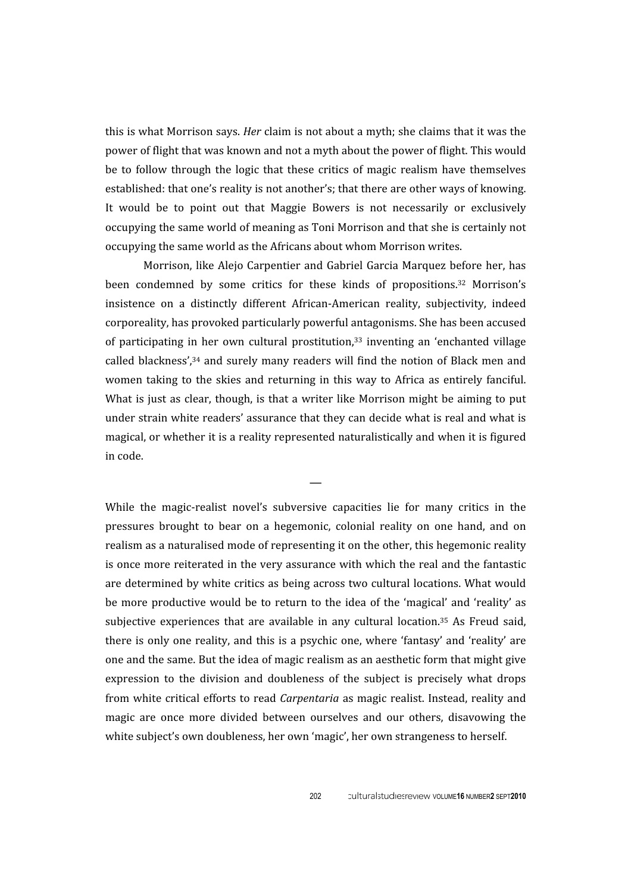this is what Morrison says. *Her* claim is not about a myth; she claims that it was the power of flight that was known and not a myth about the power of flight. This would be to follow through the logic that these critics of magic realism have themselves established: that one's reality is not another's; that there are other ways of knowing. It would be to point out that Maggie Bowers is not necessarily or exclusively occupying the same world of meaning as Toni Morrison and that she is certainly not occupying the same world as the Africans about whom Morrison writes.

Morrison, like Alejo Carpentier and Gabriel Garcia Marquez before her, has been condemned by some critics for these kinds of propositions.[32] Morrison's insistence on a distinctly different African-American reality, subjectivity, indeed corporeality, has provoked particularly powerful antagonisms. She has been accused of participating in her own cultural prostitution,[33] inventing an 'enchanted village called blackness',[34] and surely many readers will find the notion of Black men and women taking to the skies and returning in this way to Africa as entirely fanciful. What is just as clear, though, is that a writer like Morrison might be aiming to put under strain white readers' assurance that they can decide what is real and what is magical, or whether it is a reality represented naturalistically and when it is figured in code.

—

While the magic-realist novel's subversive capacities lie for many critics in the pressures brought to bear on a hegemonic, colonial reality on one hand, and on realism as a naturalised mode of representing it on the other, this hegemonic reality is once more reiterated in the very assurance with which the real and the fantastic are determined by white critics as being across two cultural locations. What would be more productive would be to return to the idea of the 'magical' and 'reality' as subjective experiences that are available in any cultural location.[35] As Freud said, there is only one reality, and this is a psychic one, where 'fantasy' and 'reality' are one and the same. But the idea of magic realism as an aesthetic form that might give expression to the division and doubleness of the subject is precisely what drops from white critical efforts to read *Carpentaria* as magic realist. Instead, reality and magic are once more divided between ourselves and our others, disavowing the white subject's own doubleness, her own 'magic', her own strangeness to herself.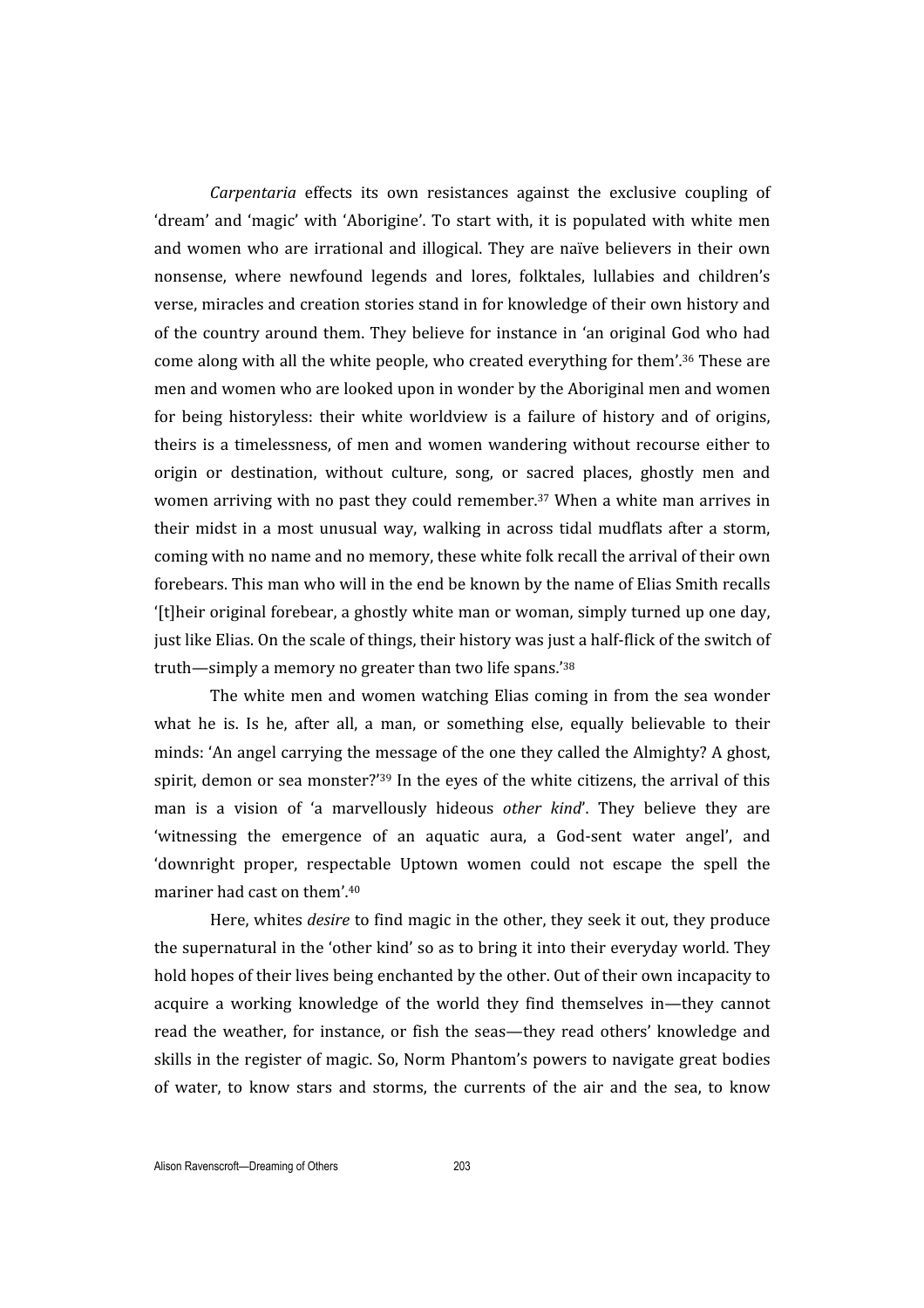*Carpentaria* effects its own resistances against the exclusive coupling of 'dream' and 'magic' with 'Aborigine'. To start with, it is populated with white men and women who are irrational and illogical. They are naïve believers in their own nonsense, where newfound legends and lores, folktales, lullabies and children's verse, miracles and creation stories stand in for knowledge of their own history and of the country around them. They believe for instance in 'an original God who had come along with all the white people, who created everything for them'.[36] These are men and women who are looked upon in wonder by the Aboriginal men and women for being historyless: their white worldview is a failure of history and of origins, theirs is a timelessness, of men and women wandering without recourse either to origin or destination, without culture, song, or sacred places, ghostly men and women arriving with no past they could remember.[37] When a white man arrives in their midst in a most unusual way, walking in across tidal mudflats after a storm, coming with no name and no memory, these white folk recall the arrival of their own forebears. This man who will in the end be known by the name of Elias Smith recalls '[t]heir original forebear, a ghostly white man or woman, simply turned up one day, just like Elias. On the scale of things, their history was just a half-flick of the switch of truth—simply a memory no greater than two life spans.'[38]

The white men and women watching Elias coming in from the sea wonder what he is. Is he, after all, a man, or something else, equally believable to their minds: 'An angel carrying the message of the one they called the Almighty? A ghost, spirit, demon or sea monster?'[39] In the eyes of the white citizens, the arrival of this man is a vision of 'a marvellously hideous *other kind*'. They believe they are 'witnessing the emergence of an aquatic aura, a God-sent water angel', and 'downright proper, respectable Uptown women could not escape the spell the mariner had cast on them'.[40]

Here, whites *desire* to find magic in the other, they seek it out, they produce the supernatural in the 'other kind' so as to bring it into their everyday world. They hold hopes of their lives being enchanted by the other. Out of their own incapacity to acquire a working knowledge of the world they find themselves in—they cannot read the weather, for instance, or fish the seas—they read others' knowledge and skills in the register of magic. So, Norm Phantom's powers to navigate great bodies of water, to know stars and storms, the currents of the air and the sea, to know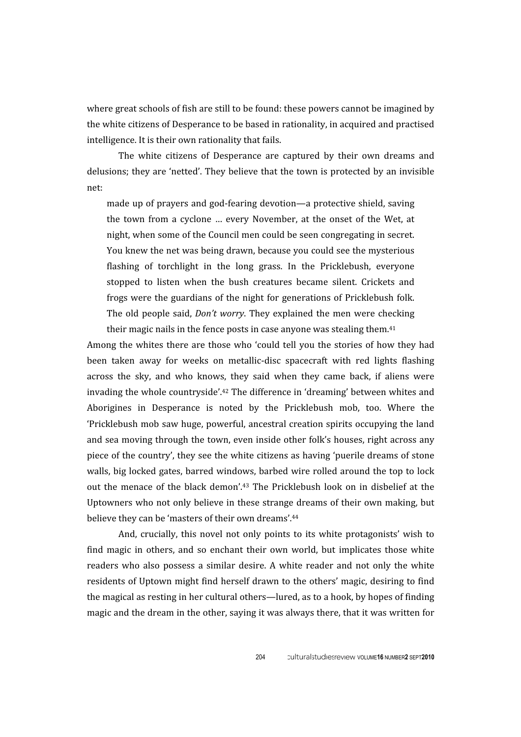where great schools of fish are still to be found: these powers cannot be imagined by the white citizens of Desperance to be based in rationality, in acquired and practised intelligence. It is their own rationality that fails.

The white citizens of Desperance are captured by their own dreams and delusions; they are 'netted'. They believe that the town is protected by an invisible net:

> made up of prayers and god-fearing devotion—a protective shield, saving the town from a cyclone … every November, at the onset of the Wet, at night, when some of the Council men could be seen congregating in secret. You knew the net was being drawn, because you could see the mysterious flashing of torchlight in the long grass. In the Pricklebush, everyone stopped to listen when the bush creatures became silent. Crickets and frogs were the guardians of the night for generations of Pricklebush folk. The old people said, *Don't worry*. They explained the men were checking their magic nails in the fence posts in case anyone was stealing them.[41]

Among the whites there are those who 'could tell you the stories of how they had been taken away for weeks on metallic-disc spacecraft with red lights flashing across the sky, and who knows, they said when they came back, if aliens were invading the whole countryside'.[42] The difference in 'dreaming' between whites and Aborigines in Desperance is noted by the Pricklebush mob, too. Where the 'Pricklebush mob saw huge, powerful, ancestral creation spirits occupying the land and sea moving through the town, even inside other folk's houses, right across any piece of the country', they see the white citizens as having 'puerile dreams of stone walls, big locked gates, barred windows, barbed wire rolled around the top to lock out the menace of the black demon'.[43] The Pricklebush look on in disbelief at the Uptowners who not only believe in these strange dreams of their own making, but believe they can be 'masters of their own dreams'.[44]

And, crucially, this novel not only points to its white protagonists' wish to find magic in others, and so enchant their own world, but implicates those white readers who also possess a similar desire. A white reader and not only the white residents of Uptown might find herself drawn to the others' magic, desiring to find the magical as resting in her cultural others—lured, as to a hook, by hopes of finding magic and the dream in the other, saying it was always there, that it was written for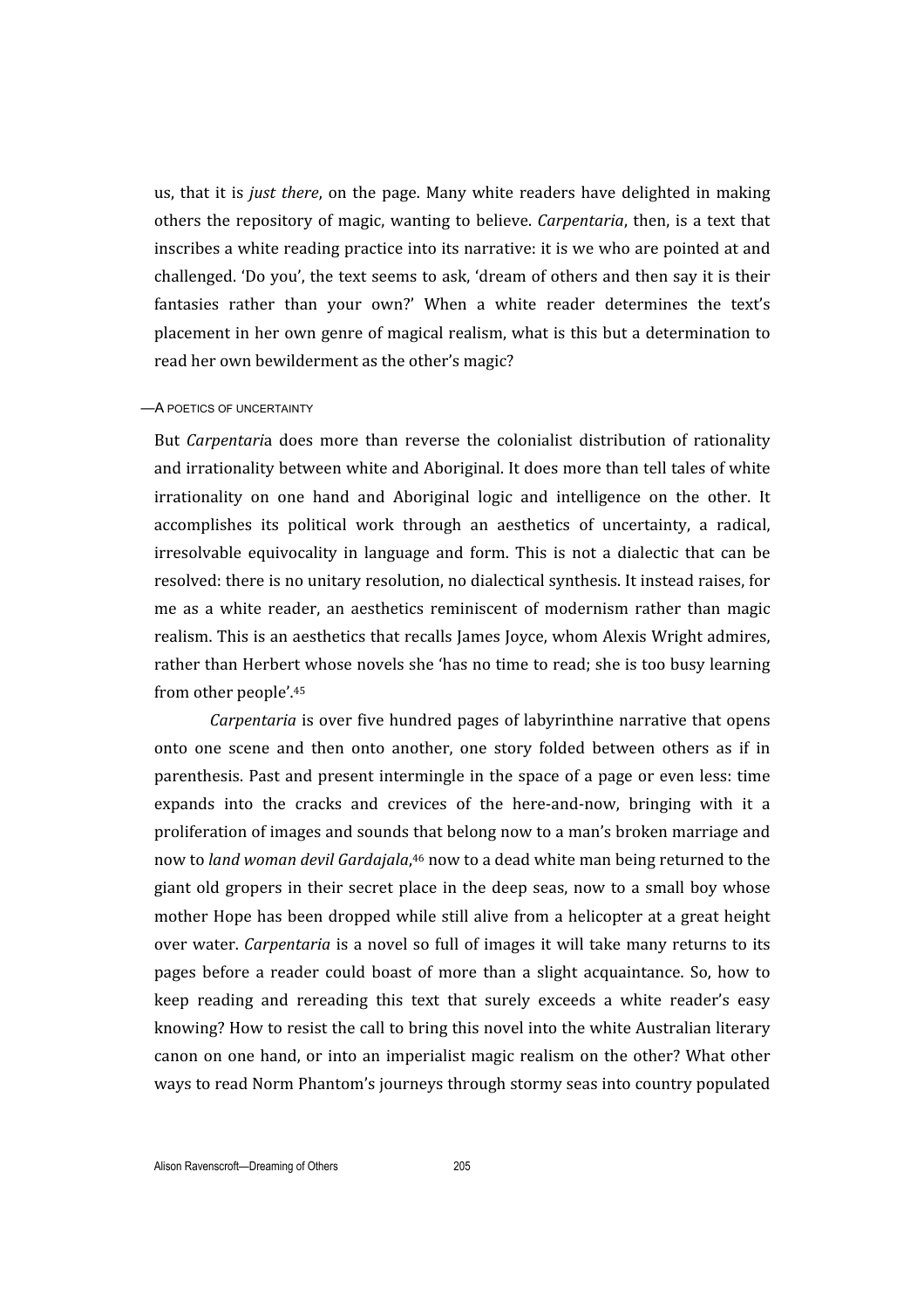us, that it is *just there*, on the page. Many white readers have delighted in making others the repository of magic, wanting to believe. *Carpentaria*, then, is a text that inscribes a white reading practice into its narrative: it is we who are pointed at and challenged. 'Do you', the text seems to ask, 'dream of others and then say it is their fantasies rather than your own?' When a white reader determines the text's placement in her own genre of magical realism, what is this but a determination to read her own bewilderment as the other's magic?

## —A POETICS OF UNCERTAINTY

But *Carpentari*a does more than reverse the colonialist distribution of rationality and irrationality between white and Aboriginal. It does more than tell tales of white irrationality on one hand and Aboriginal logic and intelligence on the other. It accomplishes its political work through an aesthetics of uncertainty, a radical, irresolvable equivocality in language and form. This is not a dialectic that can be resolved: there is no unitary resolution, no dialectical synthesis. It instead raises, for me as a white reader, an aesthetics reminiscent of modernism rather than magic realism. This is an aesthetics that recalls James Joyce, whom Alexis Wright admires, rather than Herbert whose novels she 'has no time to read; she is too busy learning from other people'.[45]

*Carpentaria* is over five hundred pages of labyrinthine narrative that opens onto one scene and then onto another, one story folded between others as if in parenthesis. Past and present intermingle in the space of a page or even less: time expands into the cracks and crevices of the here-and-now, bringing with it a proliferation of images and sounds that belong now to a man's broken marriage and now to *land woman devil Gardajala*,[46] now to a dead white man being returned to the giant old gropers in their secret place in the deep seas, now to a small boy whose mother Hope has been dropped while still alive from a helicopter at a great height over water. *Carpentaria* is a novel so full of images it will take many returns to its pages before a reader could boast of more than a slight acquaintance. So, how to keep reading and rereading this text that surely exceeds a white reader's easy knowing? How to resist the call to bring this novel into the white Australian literary canon on one hand, or into an imperialist magic realism on the other? What other ways to read Norm Phantom's journeys through stormy seas into country populated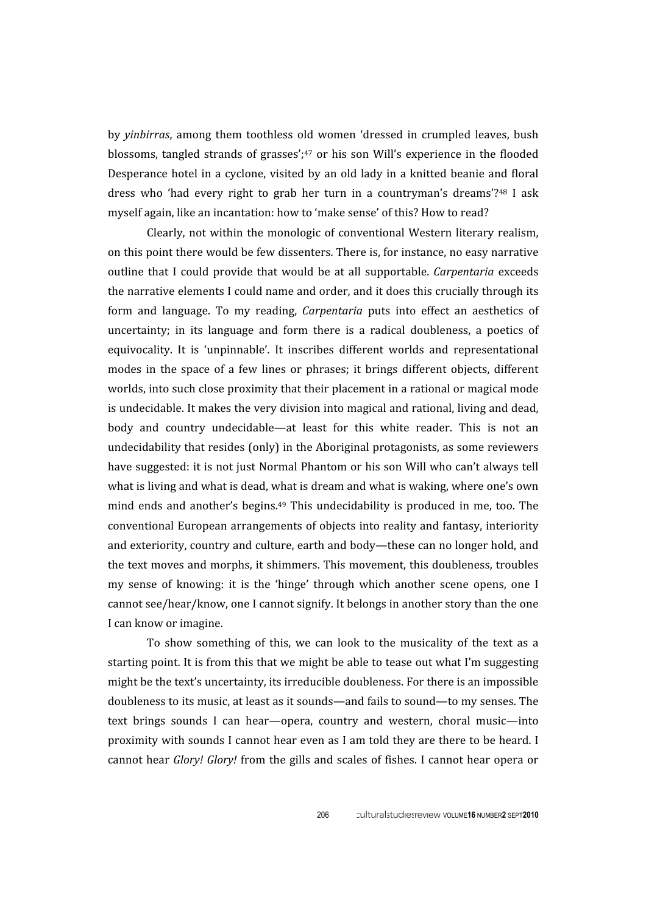by *yinbirras*, among them toothless old women 'dressed in crumpled leaves, bush blossoms, tangled strands of grasses';[47] or his son Will's experience in the flooded Desperance hotel in a cyclone, visited by an old lady in a knitted beanie and floral dress who 'had every right to grab her turn in a countryman's dreams'?[48] I ask myself again, like an incantation: how to 'make sense' of this? How to read?

Clearly, not within the monologic of conventional Western literary realism, on this point there would be few dissenters. There is, for instance, no easy narrative outline that I could provide that would be at all supportable. *Carpentaria* exceeds the narrative elements I could name and order, and it does this crucially through its form and language. To my reading, *Carpentaria* puts into effect an aesthetics of uncertainty; in its language and form there is a radical doubleness, a poetics of equivocality. It is 'unpinnable'. It inscribes different worlds and representational modes in the space of a few lines or phrases; it brings different objects, different worlds, into such close proximity that their placement in a rational or magical mode is undecidable. It makes the very division into magical and rational, living and dead, body and country undecidable—at least for this white reader. This is not an undecidability that resides (only) in the Aboriginal protagonists, as some reviewers have suggested: it is not just Normal Phantom or his son Will who can't always tell what is living and what is dead, what is dream and what is waking, where one's own mind ends and another's begins.[49] This undecidability is produced in me, too. The conventional European arrangements of objects into reality and fantasy, interiority and exteriority, country and culture, earth and body—these can no longer hold, and the text moves and morphs, it shimmers. This movement, this doubleness, troubles my sense of knowing: it is the 'hinge' through which another scene opens, one I cannot see/hear/know, one I cannot signify. It belongs in another story than the one I can know or imagine.

To show something of this, we can look to the musicality of the text as a starting point. It is from this that we might be able to tease out what I'm suggesting might be the text's uncertainty, its irreducible doubleness. For there is an impossible doubleness to its music, at least as it sounds—and fails to sound—to my senses. The text brings sounds I can hear—opera, country and western, choral music—into proximity with sounds I cannot hear even as I am told they are there to be heard. I cannot hear *Glory! Glory!* from the gills and scales of fishes. I cannot hear opera or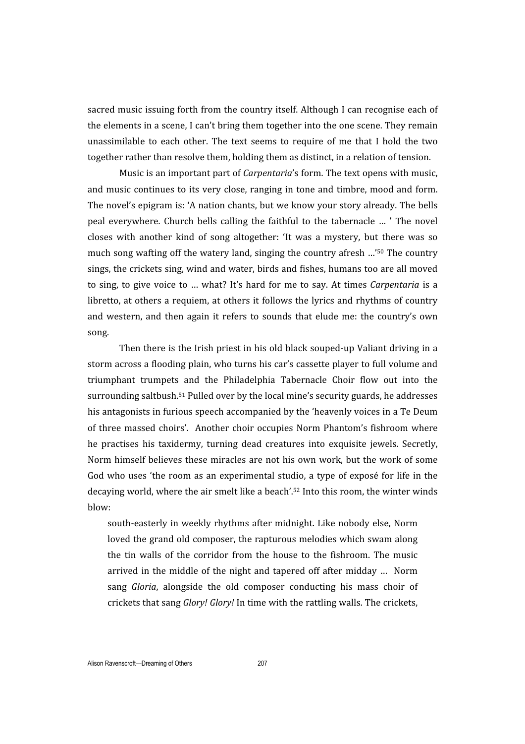sacred music issuing forth from the country itself. Although I can recognise each of the elements in a scene, I can't bring them together into the one scene. They remain unassimilable to each other. The text seems to require of me that I hold the two together rather than resolve them, holding them as distinct, in a relation of tension.

Music is an important part of *Carpentaria*'s form. The text opens with music, and music continues to its very close, ranging in tone and timbre, mood and form. The novel's epigram is: 'A nation chants, but we know your story already. The bells peal everywhere. Church bells calling the faithful to the tabernacle … ' The novel closes with another kind of song altogether: 'It was a mystery, but there was so much song wafting off the watery land, singing the country afresh …'[50] The country sings, the crickets sing, wind and water, birds and fishes, humans too are all moved to sing, to give voice to … what? It's hard for me to say. At times *Carpentaria* is a libretto, at others a requiem, at others it follows the lyrics and rhythms of country and western, and then again it refers to sounds that elude me: the country's own song.

Then there is the Irish priest in his old black souped-up Valiant driving in a storm across a flooding plain, who turns his car's cassette player to full volume and triumphant trumpets and the Philadelphia Tabernacle Choir flow out into the surrounding saltbush.[51] Pulled over by the local mine's security guards, he addresses his antagonists in furious speech accompanied by the 'heavenly voices in a Te Deum of three massed choirs'. Another choir occupies Norm Phantom's fishroom where he practises his taxidermy, turning dead creatures into exquisite jewels. Secretly, Norm himself believes these miracles are not his own work, but the work of some God who uses 'the room as an experimental studio, a type of exposé for life in the decaying world, where the air smelt like a beach'.[52] Into this room, the winter winds blow:

> south-easterly in weekly rhythms after midnight. Like nobody else, Norm loved the grand old composer, the rapturous melodies which swam along the tin walls of the corridor from the house to the fishroom. The music arrived in the middle of the night and tapered off after midday … Norm sang *Gloria*, alongside the old composer conducting his mass choir of crickets that sang *Glory! Glory!* In time with the rattling walls. The crickets,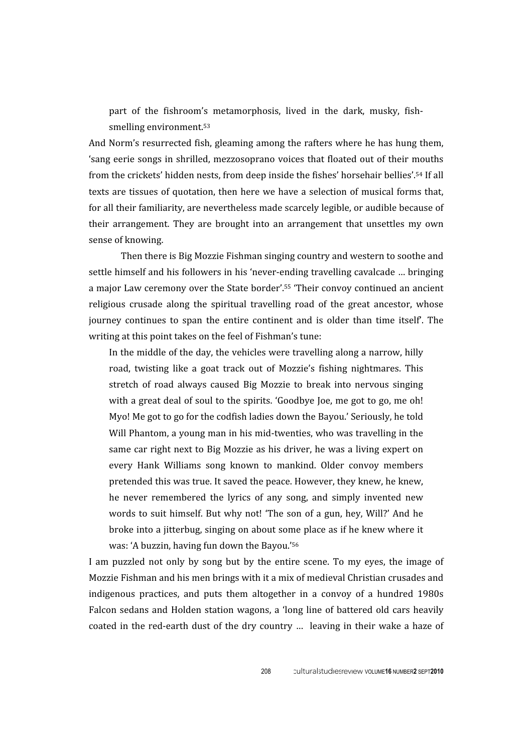> part of the fishroom's metamorphosis, lived in the dark, musky, fish-smelling environment.[53]

And Norm's resurrected fish, gleaming among the rafters where he has hung them, 'sang eerie songs in shrilled, mezzosoprano voices that floated out of their mouths from the crickets' hidden nests, from deep inside the fishes' horsehair bellies'.[54] If all texts are tissues of quotation, then here we have a selection of musical forms that, for all their familiarity, are nevertheless made scarcely legible, or audible because of their arrangement. They are brought into an arrangement that unsettles my own sense of knowing.

Then there is Big Mozzie Fishman singing country and western to soothe and settle himself and his followers in his 'never-ending travelling cavalcade … bringing a major Law ceremony over the State border'.[55] 'Their convoy continued an ancient religious crusade along the spiritual travelling road of the great ancestor, whose journey continues to span the entire continent and is older than time itself'. The writing at this point takes on the feel of Fishman's tune:

> In the middle of the day, the vehicles were travelling along a narrow, hilly road, twisting like a goat track out of Mozzie's fishing nightmares. This stretch of road always caused Big Mozzie to break into nervous singing with a great deal of soul to the spirits. 'Goodbye Joe, me got to go, me oh! Myo! Me got to go for the codfish ladies down the Bayou.' Seriously, he told Will Phantom, a young man in his mid-twenties, who was travelling in the same car right next to Big Mozzie as his driver, he was a living expert on every Hank Williams song known to mankind. Older convoy members pretended this was true. It saved the peace. However, they knew, he knew, he never remembered the lyrics of any song, and simply invented new words to suit himself. But why not! 'The son of a gun, hey, Will?' And he broke into a jitterbug, singing on about some place as if he knew where it was: 'A buzzin, having fun down the Bayou.'[56]

I am puzzled not only by song but by the entire scene. To my eyes, the image of Mozzie Fishman and his men brings with it a mix of medieval Christian crusades and indigenous practices, and puts them altogether in a convoy of a hundred 1980s Falcon sedans and Holden station wagons, a 'long line of battered old cars heavily coated in the red-earth dust of the dry country … leaving in their wake a haze of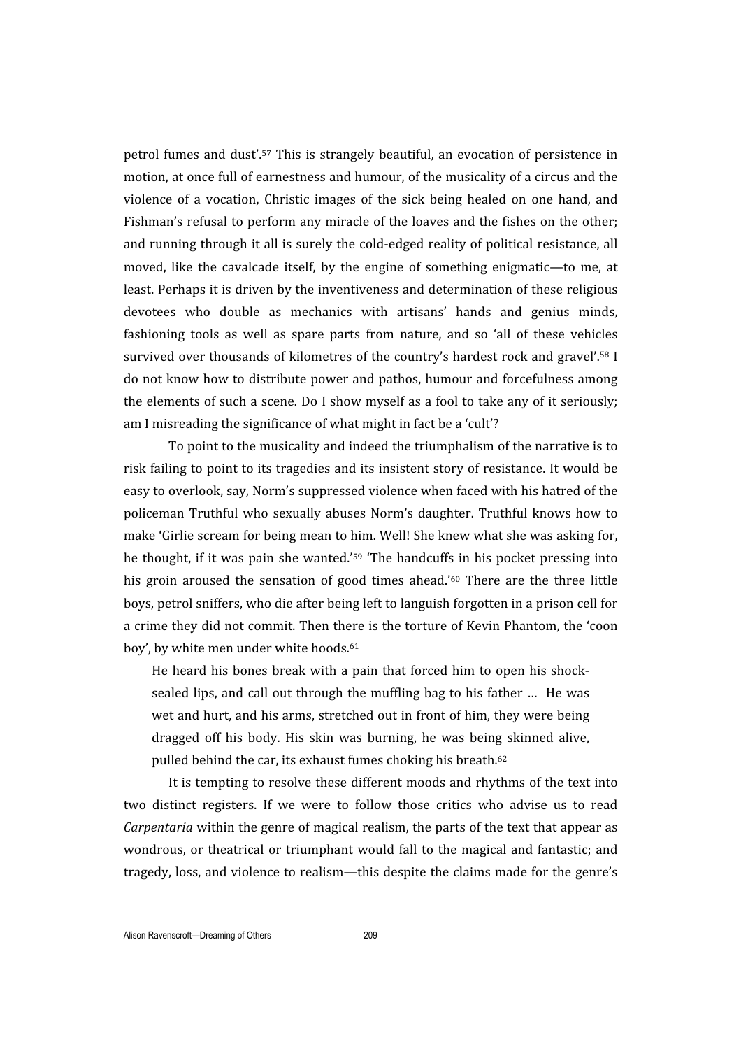petrol fumes and dust'.[57] This is strangely beautiful, an evocation of persistence in motion, at once full of earnestness and humour, of the musicality of a circus and the violence of a vocation, Christic images of the sick being healed on one hand, and Fishman's refusal to perform any miracle of the loaves and the fishes on the other; and running through it all is surely the cold-edged reality of political resistance, all moved, like the cavalcade itself, by the engine of something enigmatic—to me, at least. Perhaps it is driven by the inventiveness and determination of these religious devotees who double as mechanics with artisans' hands and genius minds, fashioning tools as well as spare parts from nature, and so 'all of these vehicles survived over thousands of kilometres of the country's hardest rock and gravel'.[58] I do not know how to distribute power and pathos, humour and forcefulness among the elements of such a scene. Do I show myself as a fool to take any of it seriously; am I misreading the significance of what might in fact be a 'cult'?

To point to the musicality and indeed the triumphalism of the narrative is to risk failing to point to its tragedies and its insistent story of resistance. It would be easy to overlook, say, Norm's suppressed violence when faced with his hatred of the policeman Truthful who sexually abuses Norm's daughter. Truthful knows how to make 'Girlie scream for being mean to him. Well! She knew what she was asking for, he thought, if it was pain she wanted.'[59] 'The handcuffs in his pocket pressing into his groin aroused the sensation of good times ahead.'[60] There are the three little boys, petrol sniffers, who die after being left to languish forgotten in a prison cell for a crime they did not commit. Then there is the torture of Kevin Phantom, the 'coon boy', by white men under white hoods.[61]

> He heard his bones break with a pain that forced him to open his shock-sealed lips, and call out through the muffling bag to his father … He was wet and hurt, and his arms, stretched out in front of him, they were being dragged off his body. His skin was burning, he was being skinned alive, pulled behind the car, its exhaust fumes choking his breath.[62]

It is tempting to resolve these different moods and rhythms of the text into two distinct registers. If we were to follow those critics who advise us to read *Carpentaria* within the genre of magical realism, the parts of the text that appear as wondrous, or theatrical or triumphant would fall to the magical and fantastic; and tragedy, loss, and violence to realism—this despite the claims made for the genre's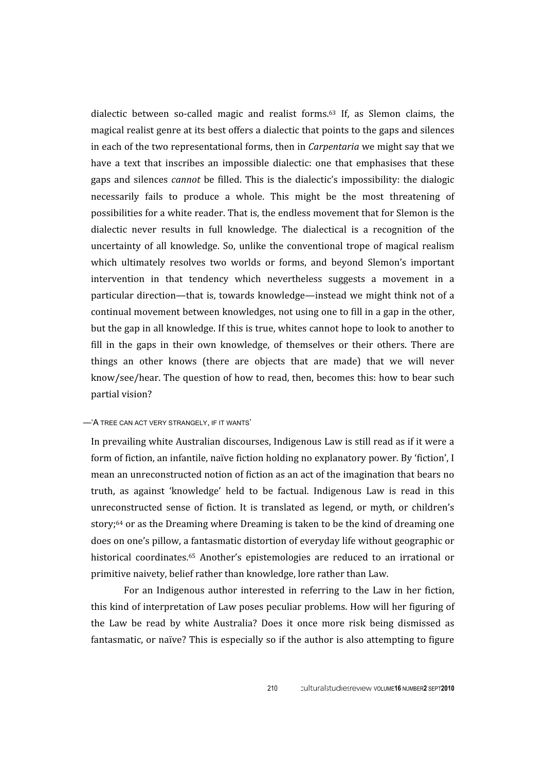dialectic between so-called magic and realist forms.[63] If, as Slemon claims, the magical realist genre at its best offers a dialectic that points to the gaps and silences in each of the two representational forms, then in *Carpentaria* we might say that we have a text that inscribes an impossible dialectic: one that emphasises that these gaps and silences *cannot* be filled. This is the dialectic's impossibility: the dialogic necessarily fails to produce a whole. This might be the most threatening of possibilities for a white reader. That is, the endless movement that for Slemon is the dialectic never results in full knowledge. The dialectical is a recognition of the uncertainty of all knowledge. So, unlike the conventional trope of magical realism which ultimately resolves two worlds or forms, and beyond Slemon's important intervention in that tendency which nevertheless suggests a movement in a particular direction—that is, towards knowledge—instead we might think not of a continual movement between knowledges, not using one to fill in a gap in the other, but the gap in all knowledge. If this is true, whites cannot hope to look to another to fill in the gaps in their own knowledge, of themselves or their others. There are things an other knows (there are objects that are made) that we will never know/see/hear. The question of how to read, then, becomes this: how to bear such partial vision?

## —'A TREE CAN ACT VERY STRANGELY, IF IT WANTS'

In prevailing white Australian discourses, Indigenous Law is still read as if it were a form of fiction, an infantile, naïve fiction holding no explanatory power. By 'fiction', I mean an unreconstructed notion of fiction as an act of the imagination that bears no truth, as against 'knowledge' held to be factual. Indigenous Law is read in this unreconstructed sense of fiction. It is translated as legend, or myth, or children's story;[64] or as the Dreaming where Dreaming is taken to be the kind of dreaming one does on one's pillow, a fantasmatic distortion of everyday life without geographic or historical coordinates.[65] Another's epistemologies are reduced to an irrational or primitive naivety, belief rather than knowledge, lore rather than Law.

For an Indigenous author interested in referring to the Law in her fiction, this kind of interpretation of Law poses peculiar problems. How will her figuring of the Law be read by white Australia? Does it once more risk being dismissed as fantasmatic, or naïve? This is especially so if the author is also attempting to figure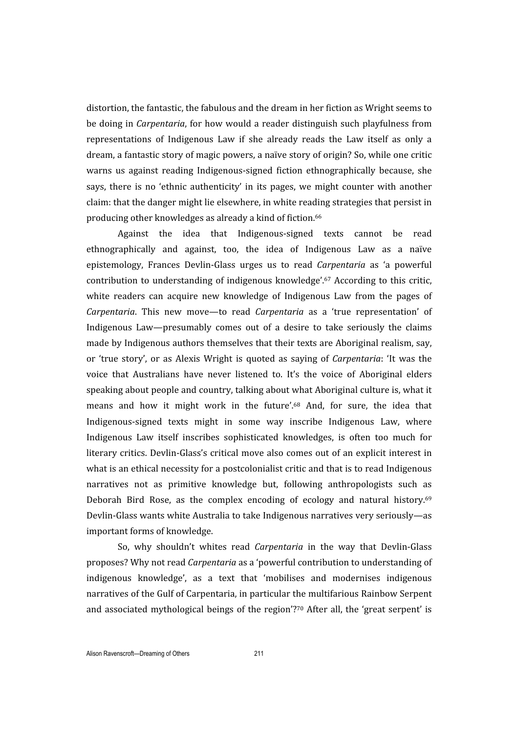distortion, the fantastic, the fabulous and the dream in her fiction as Wright seems to be doing in *Carpentaria*, for how would a reader distinguish such playfulness from representations of Indigenous Law if she already reads the Law itself as only a dream, a fantastic story of magic powers, a naïve story of origin? So, while one critic warns us against reading Indigenous-signed fiction ethnographically because, she says, there is no 'ethnic authenticity' in its pages, we might counter with another claim: that the danger might lie elsewhere, in white reading strategies that persist in producing other knowledges as already a kind of fiction.[66]

Against the idea that Indigenous-signed texts cannot be read ethnographically and against, too, the idea of Indigenous Law as a naïve epistemology, Frances Devlin-Glass urges us to read *Carpentaria* as 'a powerful contribution to understanding of indigenous knowledge'.[67] According to this critic, white readers can acquire new knowledge of Indigenous Law from the pages of *Carpentaria*. This new move—to read *Carpentaria* as a 'true representation' of Indigenous Law—presumably comes out of a desire to take seriously the claims made by Indigenous authors themselves that their texts are Aboriginal realism, say, or 'true story', or as Alexis Wright is quoted as saying of *Carpentaria*: 'It was the voice that Australians have never listened to. It's the voice of Aboriginal elders speaking about people and country, talking about what Aboriginal culture is, what it means and how it might work in the future'.[68] And, for sure, the idea that Indigenous-signed texts might in some way inscribe Indigenous Law, where Indigenous Law itself inscribes sophisticated knowledges, is often too much for literary critics. Devlin-Glass's critical move also comes out of an explicit interest in what is an ethical necessity for a postcolonialist critic and that is to read Indigenous narratives not as primitive knowledge but, following anthropologists such as Deborah Bird Rose, as the complex encoding of ecology and natural history.[69] Devlin-Glass wants white Australia to take Indigenous narratives very seriously—as important forms of knowledge.

So, why shouldn't whites read *Carpentaria* in the way that Devlin-Glass proposes? Why not read *Carpentaria* as a 'powerful contribution to understanding of indigenous knowledge', as a text that 'mobilises and modernises indigenous narratives of the Gulf of Carpentaria, in particular the multifarious Rainbow Serpent and associated mythological beings of the region'?[70] After all, the 'great serpent' is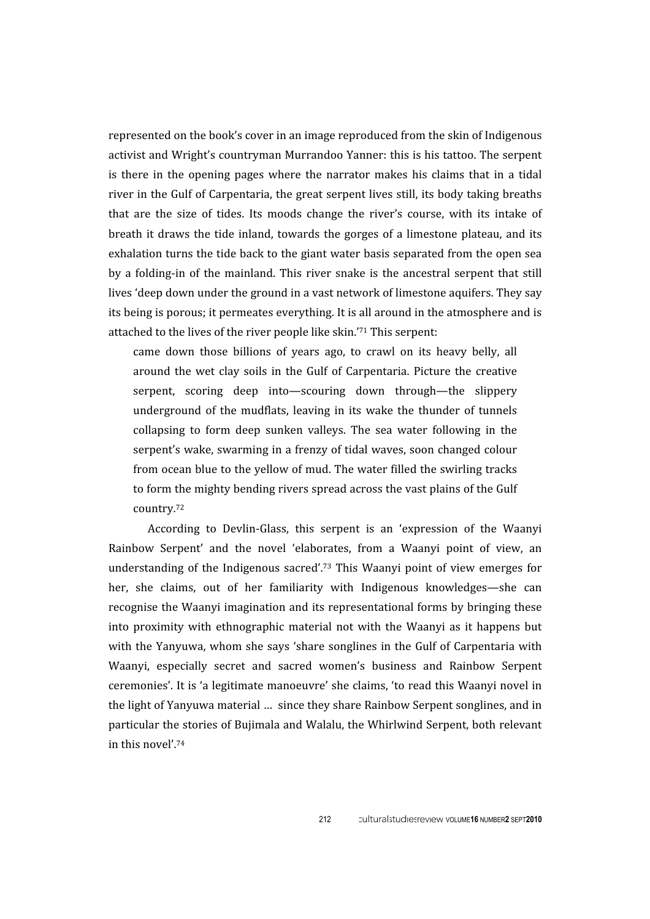represented on the book's cover in an image reproduced from the skin of Indigenous activist and Wright's countryman Murrandoo Yanner: this is his tattoo. The serpent is there in the opening pages where the narrator makes his claims that in a tidal river in the Gulf of Carpentaria, the great serpent lives still, its body taking breaths that are the size of tides. Its moods change the river's course, with its intake of breath it draws the tide inland, towards the gorges of a limestone plateau, and its exhalation turns the tide back to the giant water basis separated from the open sea by a folding-in of the mainland. This river snake is the ancestral serpent that still lives 'deep down under the ground in a vast network of limestone aquifers. They say its being is porous; it permeates everything. It is all around in the atmosphere and is attached to the lives of the river people like skin.'[71] This serpent:

> came down those billions of years ago, to crawl on its heavy belly, all around the wet clay soils in the Gulf of Carpentaria. Picture the creative serpent, scoring deep into—scouring down through—the slippery underground of the mudflats, leaving in its wake the thunder of tunnels collapsing to form deep sunken valleys. The sea water following in the serpent's wake, swarming in a frenzy of tidal waves, soon changed colour from ocean blue to the yellow of mud. The water filled the swirling tracks to form the mighty bending rivers spread across the vast plains of the Gulf country.[72]

According to Devlin-Glass, this serpent is an 'expression of the Waanyi Rainbow Serpent' and the novel 'elaborates, from a Waanyi point of view, an understanding of the Indigenous sacred'.[73] This Waanyi point of view emerges for her, she claims, out of her familiarity with Indigenous knowledges—she can recognise the Waanyi imagination and its representational forms by bringing these into proximity with ethnographic material not with the Waanyi as it happens but with the Yanyuwa, whom she says 'share songlines in the Gulf of Carpentaria with Waanyi, especially secret and sacred women's business and Rainbow Serpent ceremonies'. It is 'a legitimate manoeuvre' she claims, 'to read this Waanyi novel in the light of Yanyuwa material … since they share Rainbow Serpent songlines, and in particular the stories of Bujimala and Walalu, the Whirlwind Serpent, both relevant in this novel'.[74]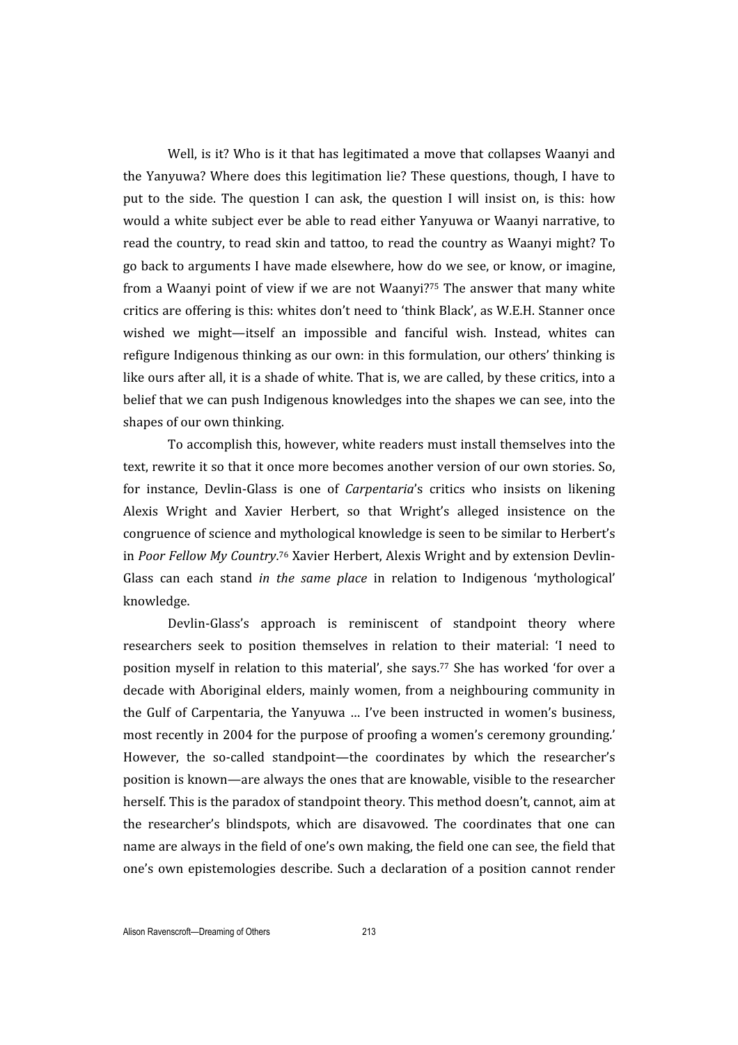Well, is it? Who is it that has legitimated a move that collapses Waanyi and the Yanyuwa? Where does this legitimation lie? These questions, though, I have to put to the side. The question I can ask, the question I will insist on, is this: how would a white subject ever be able to read either Yanyuwa or Waanyi narrative, to read the country, to read skin and tattoo, to read the country as Waanyi might? To go back to arguments I have made elsewhere, how do we see, or know, or imagine, from a Waanyi point of view if we are not Waanyi?[75] The answer that many white critics are offering is this: whites don't need to 'think Black', as W.E.H. Stanner once wished we might—itself an impossible and fanciful wish. Instead, whites can refigure Indigenous thinking as our own: in this formulation, our others' thinking is like ours after all, it is a shade of white. That is, we are called, by these critics, into a belief that we can push Indigenous knowledges into the shapes we can see, into the shapes of our own thinking.

To accomplish this, however, white readers must install themselves into the text, rewrite it so that it once more becomes another version of our own stories. So, for instance, Devlin-Glass is one of *Carpentaria*'s critics who insists on likening Alexis Wright and Xavier Herbert, so that Wright's alleged insistence on the congruence of science and mythological knowledge is seen to be similar to Herbert's in *Poor Fellow My Country*.[76] Xavier Herbert, Alexis Wright and by extension Devlin-Glass can each stand *in the same place* in relation to Indigenous 'mythological' knowledge.

Devlin-Glass's approach is reminiscent of standpoint theory where researchers seek to position themselves in relation to their material: 'I need to position myself in relation to this material', she says.[77] She has worked 'for over a decade with Aboriginal elders, mainly women, from a neighbouring community in the Gulf of Carpentaria, the Yanyuwa … I've been instructed in women's business, most recently in 2004 for the purpose of proofing a women's ceremony grounding.' However, the so-called standpoint—the coordinates by which the researcher's position is known—are always the ones that are knowable, visible to the researcher herself. This is the paradox of standpoint theory. This method doesn't, cannot, aim at the researcher's blindspots, which are disavowed. The coordinates that one can name are always in the field of one's own making, the field one can see, the field that one's own epistemologies describe. Such a declaration of a position cannot render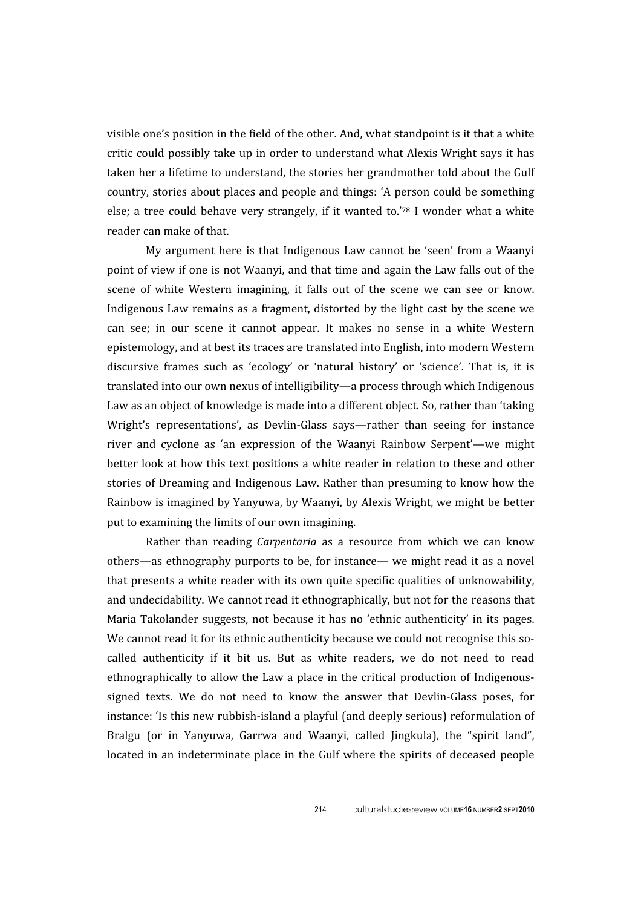visible one's position in the field of the other. And, what standpoint is it that a white critic could possibly take up in order to understand what Alexis Wright says it has taken her a lifetime to understand, the stories her grandmother told about the Gulf country, stories about places and people and things: 'A person could be something else; a tree could behave very strangely, if it wanted to.'[78] I wonder what a white reader can make of that.

My argument here is that Indigenous Law cannot be 'seen' from a Waanyi point of view if one is not Waanyi, and that time and again the Law falls out of the scene of white Western imagining, it falls out of the scene we can see or know. Indigenous Law remains as a fragment, distorted by the light cast by the scene we can see; in our scene it cannot appear. It makes no sense in a white Western epistemology, and at best its traces are translated into English, into modern Western discursive frames such as 'ecology' or 'natural history' or 'science'. That is, it is translated into our own nexus of intelligibility—a process through which Indigenous Law as an object of knowledge is made into a different object. So, rather than 'taking Wright's representations', as Devlin-Glass says—rather than seeing for instance river and cyclone as 'an expression of the Waanyi Rainbow Serpent'—we might better look at how this text positions a white reader in relation to these and other stories of Dreaming and Indigenous Law. Rather than presuming to know how the Rainbow is imagined by Yanyuwa, by Waanyi, by Alexis Wright, we might be better put to examining the limits of our own imagining.

Rather than reading *Carpentaria* as a resource from which we can know others—as ethnography purports to be, for instance— we might read it as a novel that presents a white reader with its own quite specific qualities of unknowability, and undecidability. We cannot read it ethnographically, but not for the reasons that Maria Takolander suggests, not because it has no 'ethnic authenticity' in its pages. We cannot read it for its ethnic authenticity because we could not recognise this so-called authenticity if it bit us. But as white readers, we do not need to read ethnographically to allow the Law a place in the critical production of Indigenous-signed texts. We do not need to know the answer that Devlin-Glass poses, for instance: 'Is this new rubbish-island a playful (and deeply serious) reformulation of Bralgu (or in Yanyuwa, Garrwa and Waanyi, called Jingkula), the "spirit land", located in an indeterminate place in the Gulf where the spirits of deceased people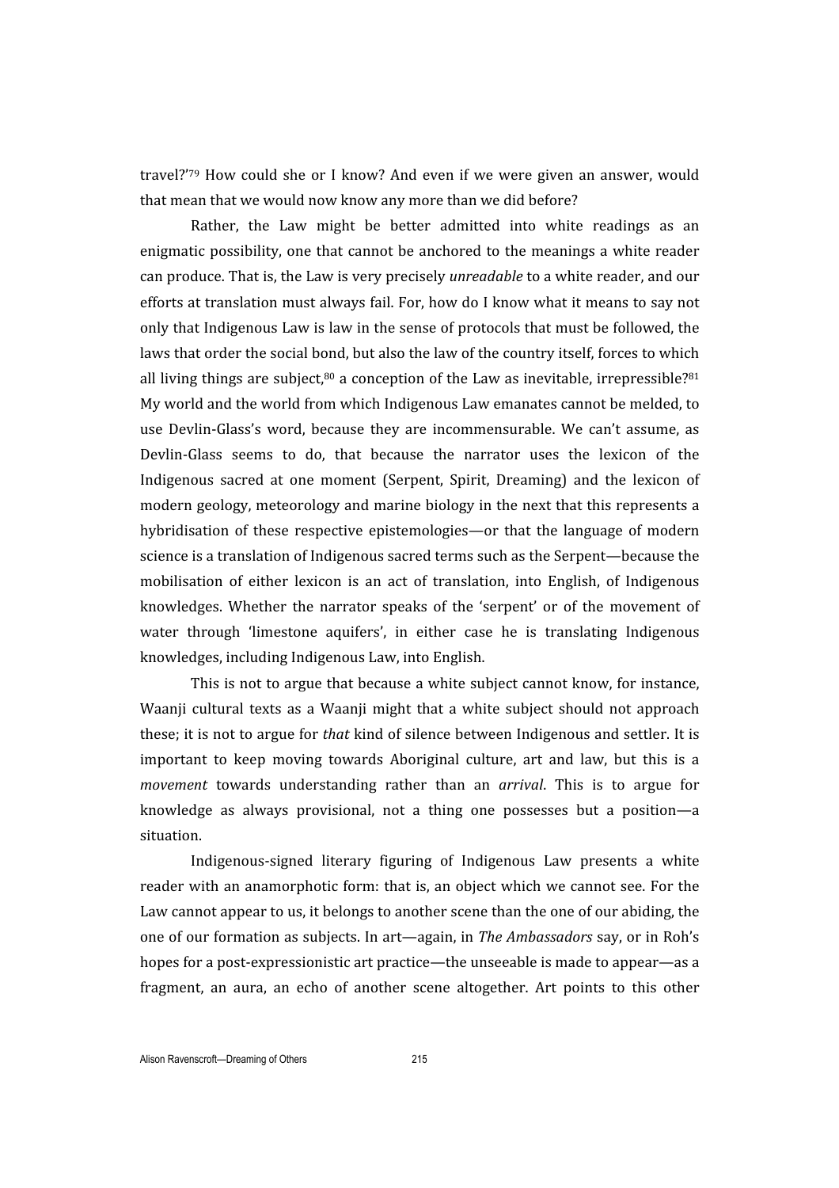travel?'[79] How could she or I know? And even if we were given an answer, would that mean that we would now know any more than we did before?

Rather, the Law might be better admitted into white readings as an enigmatic possibility, one that cannot be anchored to the meanings a white reader can produce. That is, the Law is very precisely *unreadable* to a white reader, and our efforts at translation must always fail. For, how do I know what it means to say not only that Indigenous Law is law in the sense of protocols that must be followed, the laws that order the social bond, but also the law of the country itself, forces to which all living things are subject,[80] a conception of the Law as inevitable, irrepressible?[81] My world and the world from which Indigenous Law emanates cannot be melded, to use Devlin-Glass's word, because they are incommensurable. We can't assume, as Devlin-Glass seems to do, that because the narrator uses the lexicon of the Indigenous sacred at one moment (Serpent, Spirit, Dreaming) and the lexicon of modern geology, meteorology and marine biology in the next that this represents a hybridisation of these respective epistemologies—or that the language of modern science is a translation of Indigenous sacred terms such as the Serpent—because the mobilisation of either lexicon is an act of translation, into English, of Indigenous knowledges. Whether the narrator speaks of the 'serpent' or of the movement of water through 'limestone aquifers', in either case he is translating Indigenous knowledges, including Indigenous Law, into English.

This is not to argue that because a white subject cannot know, for instance, Waanji cultural texts as a Waanji might that a white subject should not approach these; it is not to argue for *that* kind of silence between Indigenous and settler. It is important to keep moving towards Aboriginal culture, art and law, but this is a *movement* towards understanding rather than an *arrival*. This is to argue for knowledge as always provisional, not a thing one possesses but a position—a situation.

Indigenous-signed literary figuring of Indigenous Law presents a white reader with an anamorphotic form: that is, an object which we cannot see. For the Law cannot appear to us, it belongs to another scene than the one of our abiding, the one of our formation as subjects. In art—again, in *The Ambassadors* say, or in Roh's hopes for a post-expressionistic art practice—the unseeable is made to appear—as a fragment, an aura, an echo of another scene altogether. Art points to this other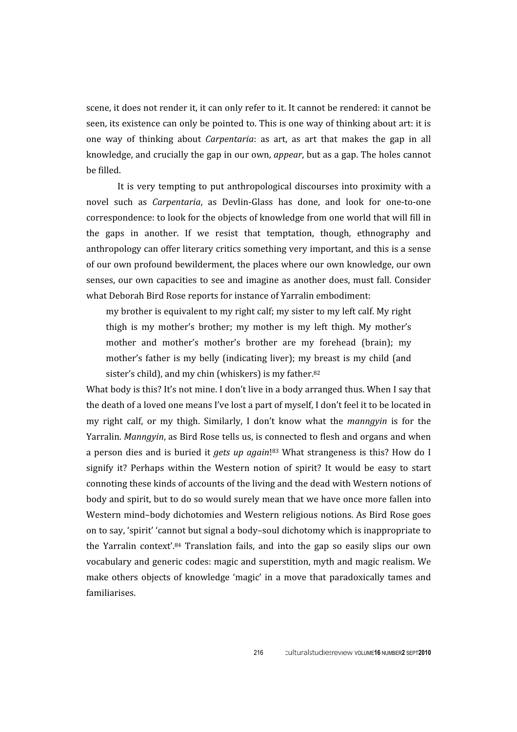scene, it does not render it, it can only refer to it. It cannot be rendered: it cannot be seen, its existence can only be pointed to. This is one way of thinking about art: it is one way of thinking about *Carpentaria*: as art, as art that makes the gap in all knowledge, and crucially the gap in our own, *appear*, but as a gap. The holes cannot be filled.

It is very tempting to put anthropological discourses into proximity with a novel such as *Carpentaria*, as Devlin-Glass has done, and look for one-to-one correspondence: to look for the objects of knowledge from one world that will fill in the gaps in another. If we resist that temptation, though, ethnography and anthropology can offer literary critics something very important, and this is a sense of our own profound bewilderment, the places where our own knowledge, our own senses, our own capacities to see and imagine as another does, must fall. Consider what Deborah Bird Rose reports for instance of Yarralin embodiment:

> my brother is equivalent to my right calf; my sister to my left calf. My right thigh is my mother's brother; my mother is my left thigh. My mother's mother and mother's mother's brother are my forehead (brain); my mother's father is my belly (indicating liver); my breast is my child (and sister's child), and my chin (whiskers) is my father.[82]

What body is this? It's not mine. I don't live in a body arranged thus. When I say that the death of a loved one means I've lost a part of myself, I don't feel it to be located in my right calf, or my thigh. Similarly, I don't know what the *manngyin* is for the Yarralin. *Manngyin*, as Bird Rose tells us, is connected to flesh and organs and when a person dies and is buried it *gets up again*![83] What strangeness is this? How do I signify it? Perhaps within the Western notion of spirit? It would be easy to start connoting these kinds of accounts of the living and the dead with Western notions of body and spirit, but to do so would surely mean that we have once more fallen into Western mind–body dichotomies and Western religious notions. As Bird Rose goes on to say, 'spirit' 'cannot but signal a body–soul dichotomy which is inappropriate to the Yarralin context'.[84] Translation fails, and into the gap so easily slips our own vocabulary and generic codes: magic and superstition, myth and magic realism. We make others objects of knowledge 'magic' in a move that paradoxically tames and familiarises.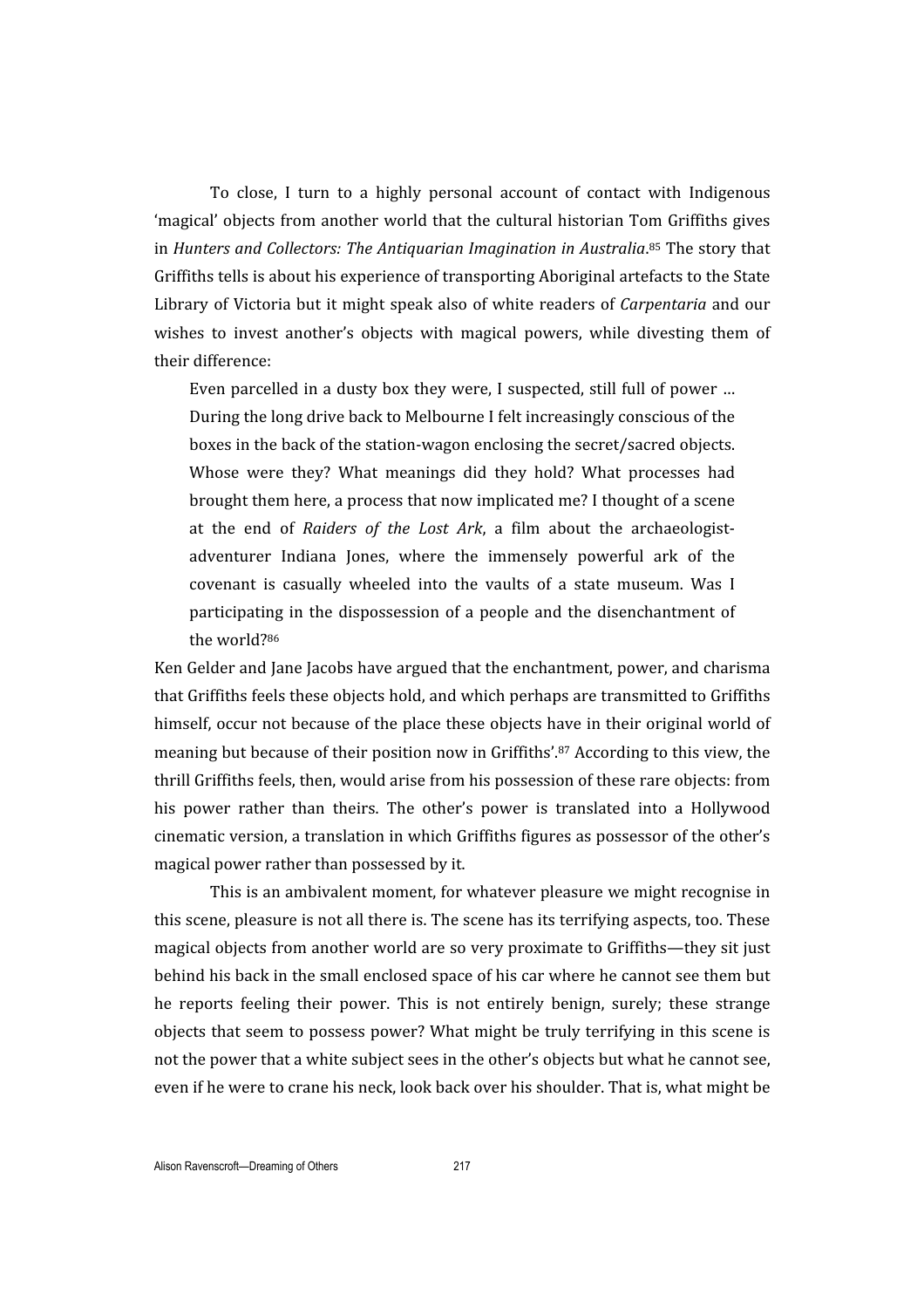To close, I turn to a highly personal account of contact with Indigenous 'magical' objects from another world that the cultural historian Tom Griffiths gives in *Hunters and Collectors: The Antiquarian Imagination in Australia*.[85] The story that Griffiths tells is about his experience of transporting Aboriginal artefacts to the State Library of Victoria but it might speak also of white readers of *Carpentaria* and our wishes to invest another's objects with magical powers, while divesting them of their difference:

> Even parcelled in a dusty box they were, I suspected, still full of power … During the long drive back to Melbourne I felt increasingly conscious of the boxes in the back of the station-wagon enclosing the secret/sacred objects. Whose were they? What meanings did they hold? What processes had brought them here, a process that now implicated me? I thought of a scene at the end of *Raiders of the Lost Ark*, a film about the archaeologist-adventurer Indiana Jones, where the immensely powerful ark of the covenant is casually wheeled into the vaults of a state museum. Was I participating in the dispossession of a people and the disenchantment of the world?[86]

Ken Gelder and Jane Jacobs have argued that the enchantment, power, and charisma that Griffiths feels these objects hold, and which perhaps are transmitted to Griffiths himself, occur not because of the place these objects have in their original world of meaning but because of their position now in Griffiths'.[87] According to this view, the thrill Griffiths feels, then, would arise from his possession of these rare objects: from his power rather than theirs. The other's power is translated into a Hollywood cinematic version, a translation in which Griffiths figures as possessor of the other's magical power rather than possessed by it.

This is an ambivalent moment, for whatever pleasure we might recognise in this scene, pleasure is not all there is. The scene has its terrifying aspects, too. These magical objects from another world are so very proximate to Griffiths—they sit just behind his back in the small enclosed space of his car where he cannot see them but he reports feeling their power. This is not entirely benign, surely; these strange objects that seem to possess power? What might be truly terrifying in this scene is not the power that a white subject sees in the other's objects but what he cannot see, even if he were to crane his neck, look back over his shoulder. That is, what might be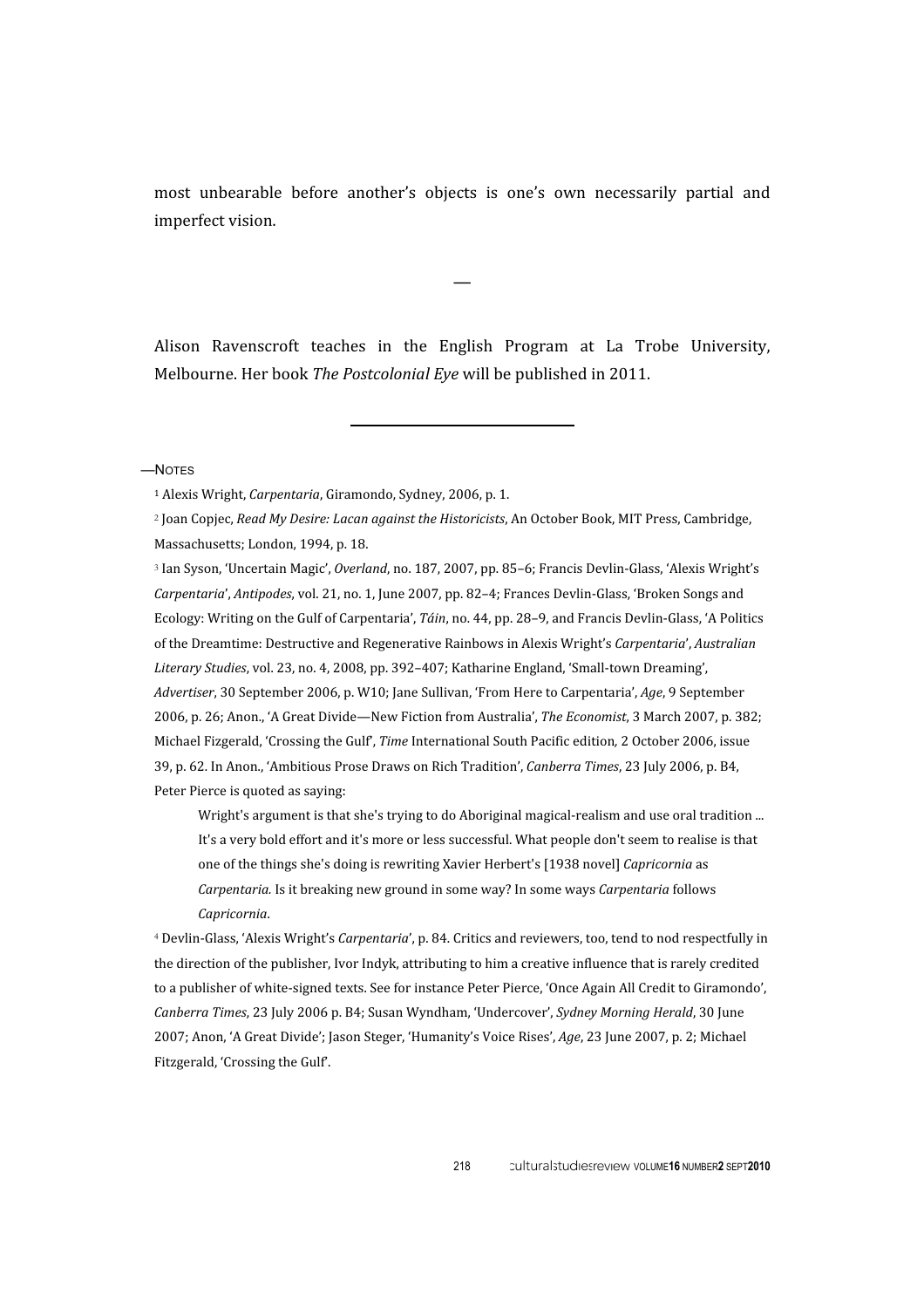most unbearable before another's objects is one's own necessarily partial and imperfect vision.

—

Alison Ravenscroft teaches in the English Program at La Trobe University, Melbourne. Her book *The Postcolonial Eye* will be published in 2011.

---

—NOTES

[1] Alexis Wright, *Carpentaria*, Giramondo, Sydney, 2006, p. 1.

[2] Joan Copjec, *Read My Desire: Lacan against the Historicists*, An October Book, MIT Press, Cambridge, Massachusetts; London, 1994, p. 18.

[3] Ian Syson, 'Uncertain Magic', *Overland*, no. 187, 2007, pp. 85–6; Francis Devlin-Glass, 'Alexis Wright's *Carpentaria*', *Antipodes*, vol. 21, no. 1, June 2007, pp. 82–4; Frances Devlin-Glass, 'Broken Songs and Ecology: Writing on the Gulf of Carpentaria', *Táin*, no. 44, pp. 28–9, and Francis Devlin-Glass, 'A Politics of the Dreamtime: Destructive and Regenerative Rainbows in Alexis Wright's *Carpentaria*', *Australian Literary Studies*, vol. 23, no. 4, 2008, pp. 392–407; Katharine England, 'Small-town Dreaming', *Advertiser*, 30 September 2006, p. W10; Jane Sullivan, 'From Here to Carpentaria', *Age*, 9 September 2006, p. 26; Anon., 'A Great Divide—New Fiction from Australia', *The Economist*, 3 March 2007, p. 382; Michael Fizgerald, 'Crossing the Gulf', *Time* International South Pacific edition, 2 October 2006, issue 39, p. 62. In Anon., 'Ambitious Prose Draws on Rich Tradition', *Canberra Times*, 23 July 2006, p. B4, Peter Pierce is quoted as saying:

> Wright's argument is that she's trying to do Aboriginal magical-realism and use oral tradition ... It's a very bold effort and it's more or less successful. What people don't seem to realise is that one of the things she's doing is rewriting Xavier Herbert's [1938 novel] *Capricornia* as *Carpentaria.* Is it breaking new ground in some way? In some ways *Carpentaria* follows *Capricornia*.

[4] Devlin-Glass, 'Alexis Wright's *Carpentaria*', p. 84. Critics and reviewers, too, tend to nod respectfully in the direction of the publisher, Ivor Indyk, attributing to him a creative influence that is rarely credited to a publisher of white-signed texts. See for instance Peter Pierce, 'Once Again All Credit to Giramondo', *Canberra Times*, 23 July 2006 p. B4; Susan Wyndham, 'Undercover', *Sydney Morning Herald*, 30 June 2007; Anon, 'A Great Divide'; Jason Steger, 'Humanity's Voice Rises', *Age*, 23 June 2007, p. 2; Michael Fitzgerald, 'Crossing the Gulf'.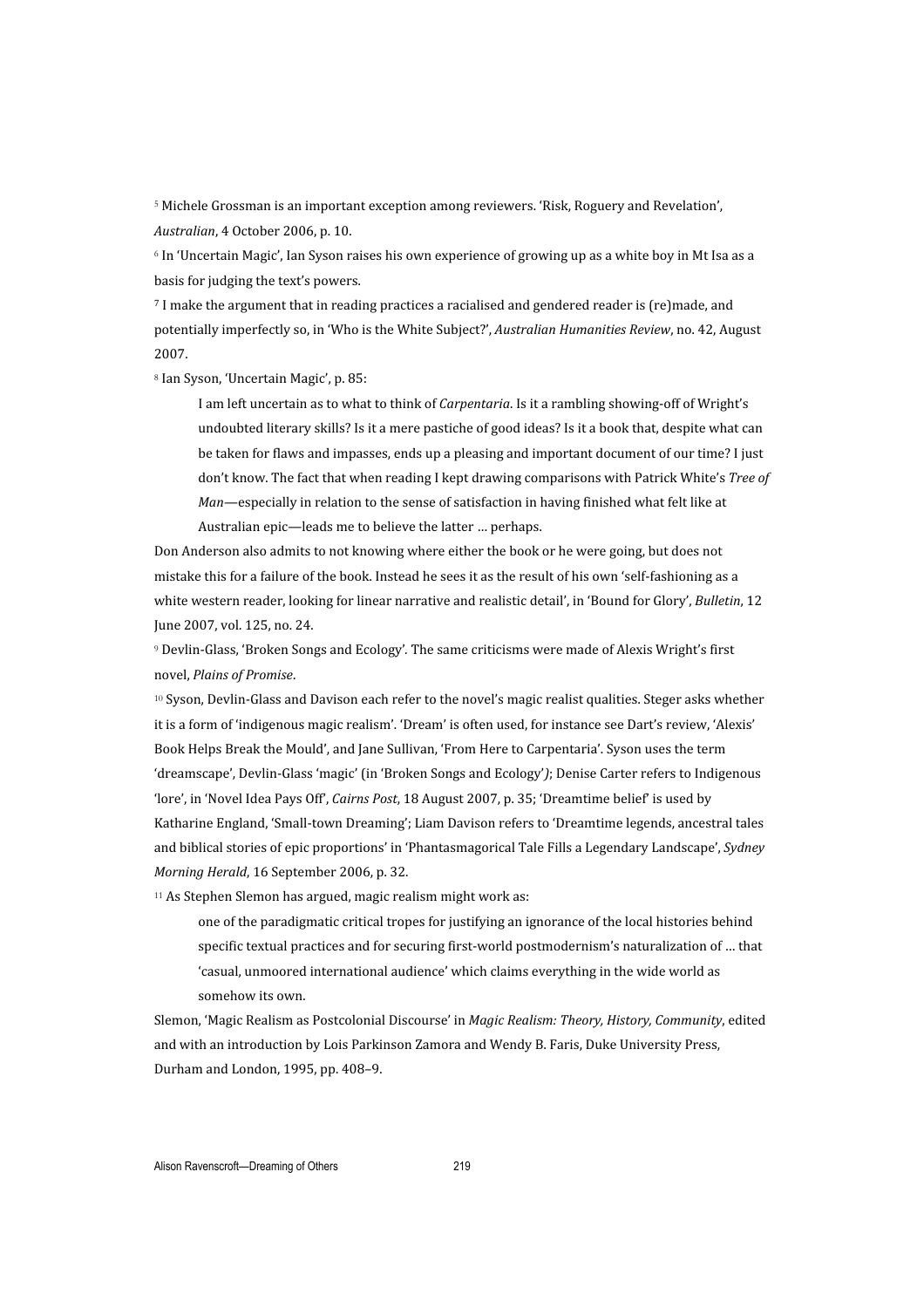[5] Michele Grossman is an important exception among reviewers. 'Risk, Roguery and Revelation', *Australian*, 4 October 2006, p. 10.

[6] In 'Uncertain Magic', Ian Syson raises his own experience of growing up as a white boy in Mt Isa as a basis for judging the text's powers.

[7] I make the argument that in reading practices a racialised and gendered reader is (re)made, and potentially imperfectly so, in 'Who is the White Subject?', *Australian Humanities Review*, no. 42, August 2007.

[8] Ian Syson, 'Uncertain Magic', p. 85:

> I am left uncertain as to what to think of *Carpentaria*. Is it a rambling showing-off of Wright's undoubted literary skills? Is it a mere pastiche of good ideas? Is it a book that, despite what can be taken for flaws and impasses, ends up a pleasing and important document of our time? I just don't know. The fact that when reading I kept drawing comparisons with Patrick White's *Tree of Man*—especially in relation to the sense of satisfaction in having finished what felt like at Australian epic—leads me to believe the latter … perhaps.

Don Anderson also admits to not knowing where either the book or he were going, but does not mistake this for a failure of the book. Instead he sees it as the result of his own 'self-fashioning as a white western reader, looking for linear narrative and realistic detail', in 'Bound for Glory', *Bulletin*, 12 June 2007, vol. 125, no. 24.

[9] Devlin-Glass, 'Broken Songs and Ecology'. The same criticisms were made of Alexis Wright's first novel, *Plains of Promise*.

[10] Syson, Devlin-Glass and Davison each refer to the novel's magic realist qualities. Steger asks whether it is a form of 'indigenous magic realism'. 'Dream' is often used, for instance see Dart's review, 'Alexis' Book Helps Break the Mould', and Jane Sullivan, 'From Here to Carpentaria'. Syson uses the term 'dreamscape', Devlin-Glass 'magic' (in 'Broken Songs and Ecology'*)*; Denise Carter refers to Indigenous 'lore', in 'Novel Idea Pays Off', *Cairns Post*, 18 August 2007, p. 35; 'Dreamtime belief' is used by Katharine England, 'Small-town Dreaming'; Liam Davison refers to 'Dreamtime legends, ancestral tales and biblical stories of epic proportions' in 'Phantasmagorical Tale Fills a Legendary Landscape', *Sydney Morning Herald*, 16 September 2006, p. 32.

[11] As Stephen Slemon has argued, magic realism might work as:

> one of the paradigmatic critical tropes for justifying an ignorance of the local histories behind specific textual practices and for securing first-world postmodernism's naturalization of … that 'casual, unmoored international audience' which claims everything in the wide world as somehow its own.

Slemon, 'Magic Realism as Postcolonial Discourse' in *Magic Realism: Theory, History, Community*, edited and with an introduction by Lois Parkinson Zamora and Wendy B. Faris, Duke University Press, Durham and London, 1995, pp. 408–9.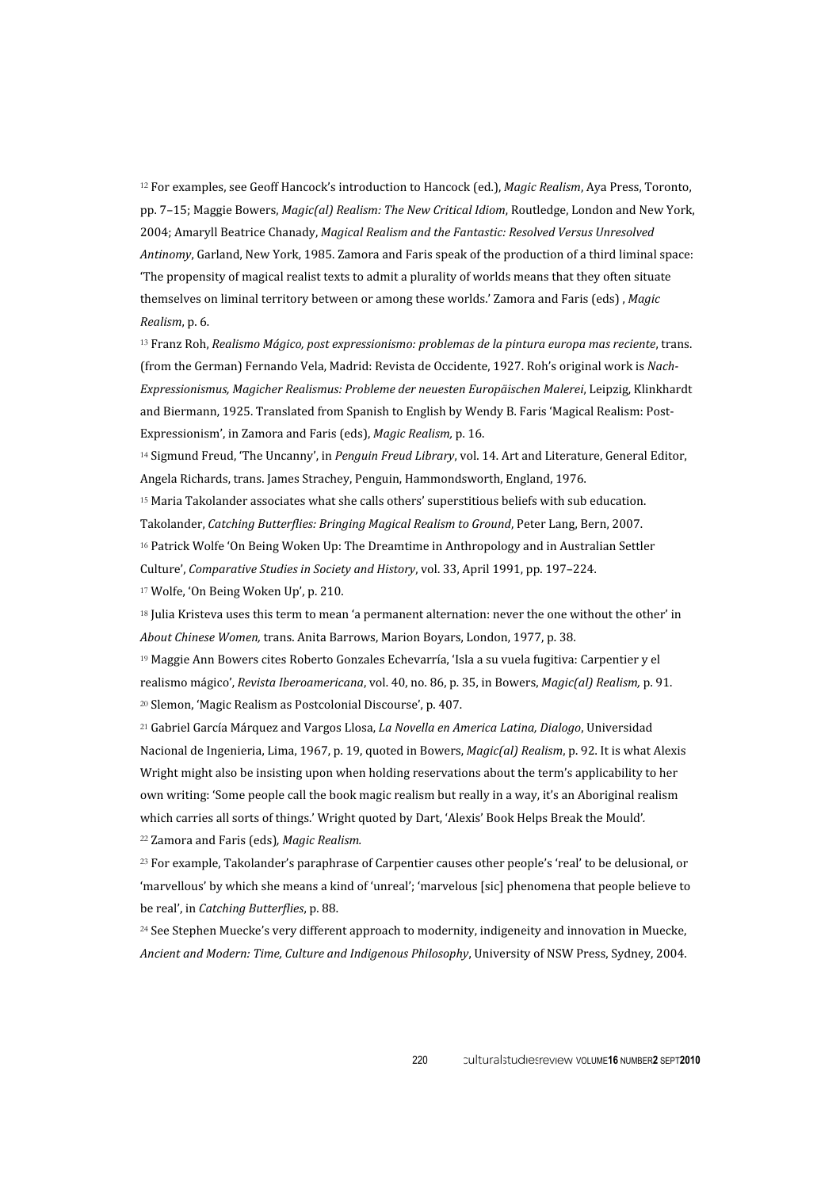[12] For examples, see Geoff Hancock's introduction to Hancock (ed.), *Magic Realism*, Aya Press, Toronto, pp. 7–15; Maggie Bowers, *Magic(al) Realism: The New Critical Idiom*, Routledge, London and New York, 2004; Amaryll Beatrice Chanady, *Magical Realism and the Fantastic: Resolved Versus Unresolved Antinomy*, Garland, New York, 1985. Zamora and Faris speak of the production of a third liminal space: 'The propensity of magical realist texts to admit a plurality of worlds means that they often situate themselves on liminal territory between or among these worlds.' Zamora and Faris (eds) , *Magic Realism*, p. 6.

[13] Franz Roh, *Realismo Mágico, post expressionismo: problemas de la pintura europa mas reciente*, trans. (from the German) Fernando Vela, Madrid: Revista de Occidente, 1927. Roh's original work is *Nach-Expressionismus, Magicher Realismus: Probleme der neuesten Europäischen Malerei*, Leipzig, Klinkhardt and Biermann, 1925. Translated from Spanish to English by Wendy B. Faris 'Magical Realism: Post-Expressionism', in Zamora and Faris (eds), *Magic Realism,* p. 16.

[14] Sigmund Freud, 'The Uncanny', in *Penguin Freud Library*, vol. 14. Art and Literature, General Editor, Angela Richards, trans. James Strachey, Penguin, Hammondsworth, England, 1976.

[15] Maria Takolander associates what she calls others' superstitious beliefs with sub education. Takolander, *Catching Butterflies: Bringing Magical Realism to Ground*, Peter Lang, Bern, 2007.

[16] Patrick Wolfe 'On Being Woken Up: The Dreamtime in Anthropology and in Australian Settler Culture', *Comparative Studies in Society and History*, vol. 33, April 1991, pp. 197–224.

[17] Wolfe, 'On Being Woken Up', p. 210.

[18] Julia Kristeva uses this term to mean 'a permanent alternation: never the one without the other' in *About Chinese Women,* trans. Anita Barrows, Marion Boyars, London, 1977, p. 38.

[19] Maggie Ann Bowers cites Roberto Gonzales Echevarría, 'Isla a su vuela fugitiva: Carpentier y el realismo mágico', *Revista Iberoamericana*, vol. 40, no. 86, p. 35, in Bowers, *Magic(al) Realism,* p. 91.

[20] Slemon, 'Magic Realism as Postcolonial Discourse', p. 407.

[21] Gabriel García Márquez and Vargos Llosa, *La Novella en America Latina, Dialogo*, Universidad Nacional de Ingenieria, Lima, 1967, p. 19, quoted in Bowers, *Magic(al) Realism*, p. 92. It is what Alexis Wright might also be insisting upon when holding reservations about the term's applicability to her own writing: 'Some people call the book magic realism but really in a way, it's an Aboriginal realism which carries all sorts of things.' Wright quoted by Dart, 'Alexis' Book Helps Break the Mould'.

[22] Zamora and Faris (eds), *Magic Realism.*

[23] For example, Takolander's paraphrase of Carpentier causes other people's 'real' to be delusional, or 'marvellous' by which she means a kind of 'unreal'; 'marvelous [sic] phenomena that people believe to be real', in *Catching Butterflies*, p. 88.

[24] See Stephen Muecke's very different approach to modernity, indigeneity and innovation in Muecke, *Ancient and Modern: Time, Culture and Indigenous Philosophy*, University of NSW Press, Sydney, 2004.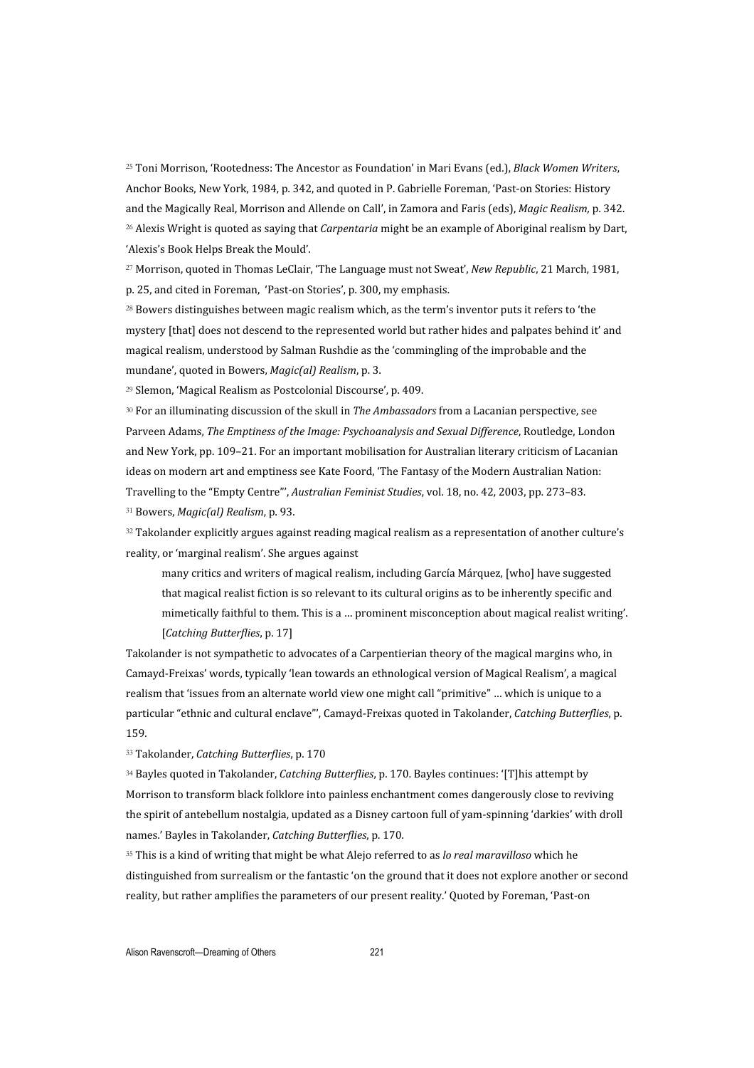[25] Toni Morrison, 'Rootedness: The Ancestor as Foundation' in Mari Evans (ed.), *Black Women Writers*, Anchor Books, New York, 1984, p. 342, and quoted in P. Gabrielle Foreman, 'Past-on Stories: History and the Magically Real, Morrison and Allende on Call', in Zamora and Faris (eds), *Magic Realism,* p. 342.

[26] Alexis Wright is quoted as saying that *Carpentaria* might be an example of Aboriginal realism by Dart, 'Alexis's Book Helps Break the Mould'.

[27] Morrison, quoted in Thomas LeClair, 'The Language must not Sweat', *New Republic*, 21 March, 1981, p. 25, and cited in Foreman, 'Past-on Stories', p. 300, my emphasis.

[28] Bowers distinguishes between magic realism which, as the term's inventor puts it refers to 'the mystery [that] does not descend to the represented world but rather hides and palpates behind it' and magical realism, understood by Salman Rushdie as the 'commingling of the improbable and the mundane', quoted in Bowers, *Magic(al) Realism*, p. 3.

[29] Slemon, 'Magical Realism as Postcolonial Discourse', p. 409.

[30] For an illuminating discussion of the skull in *The Ambassadors* from a Lacanian perspective, see Parveen Adams, *The Emptiness of the Image: Psychoanalysis and Sexual Difference*, Routledge, London and New York, pp. 109–21. For an important mobilisation for Australian literary criticism of Lacanian ideas on modern art and emptiness see Kate Foord, 'The Fantasy of the Modern Australian Nation: Travelling to the "Empty Centre"', *Australian Feminist Studies*, vol. 18, no. 42, 2003, pp. 273–83.

[31] Bowers, *Magic(al) Realism*, p. 93.

[32] Takolander explicitly argues against reading magical realism as a representation of another culture's reality, or 'marginal realism'. She argues against

> many critics and writers of magical realism, including García Márquez, [who] have suggested that magical realist fiction is so relevant to its cultural origins as to be inherently specific and mimetically faithful to them. This is a … prominent misconception about magical realist writing'. [*Catching Butterflies*, p. 17]

Takolander is not sympathetic to advocates of a Carpentierian theory of the magical margins who, in Camayd-Freixas' words, typically 'lean towards an ethnological version of Magical Realism', a magical realism that 'issues from an alternate world view one might call "primitive" … which is unique to a particular "ethnic and cultural enclave"', Camayd-Freixas quoted in Takolander, *Catching Butterflies*, p. 159.

[33] Takolander, *Catching Butterflies*, p. 170

[34] Bayles quoted in Takolander, *Catching Butterflies*, p. 170. Bayles continues: '[T]his attempt by Morrison to transform black folklore into painless enchantment comes dangerously close to reviving the spirit of antebellum nostalgia, updated as a Disney cartoon full of yam-spinning 'darkies' with droll names.' Bayles in Takolander, *Catching Butterflies*, p. 170.

[35] This is a kind of writing that might be what Alejo referred to as *lo real maravilloso* which he distinguished from surrealism or the fantastic 'on the ground that it does not explore another or second reality, but rather amplifies the parameters of our present reality.' Quoted by Foreman, 'Past-on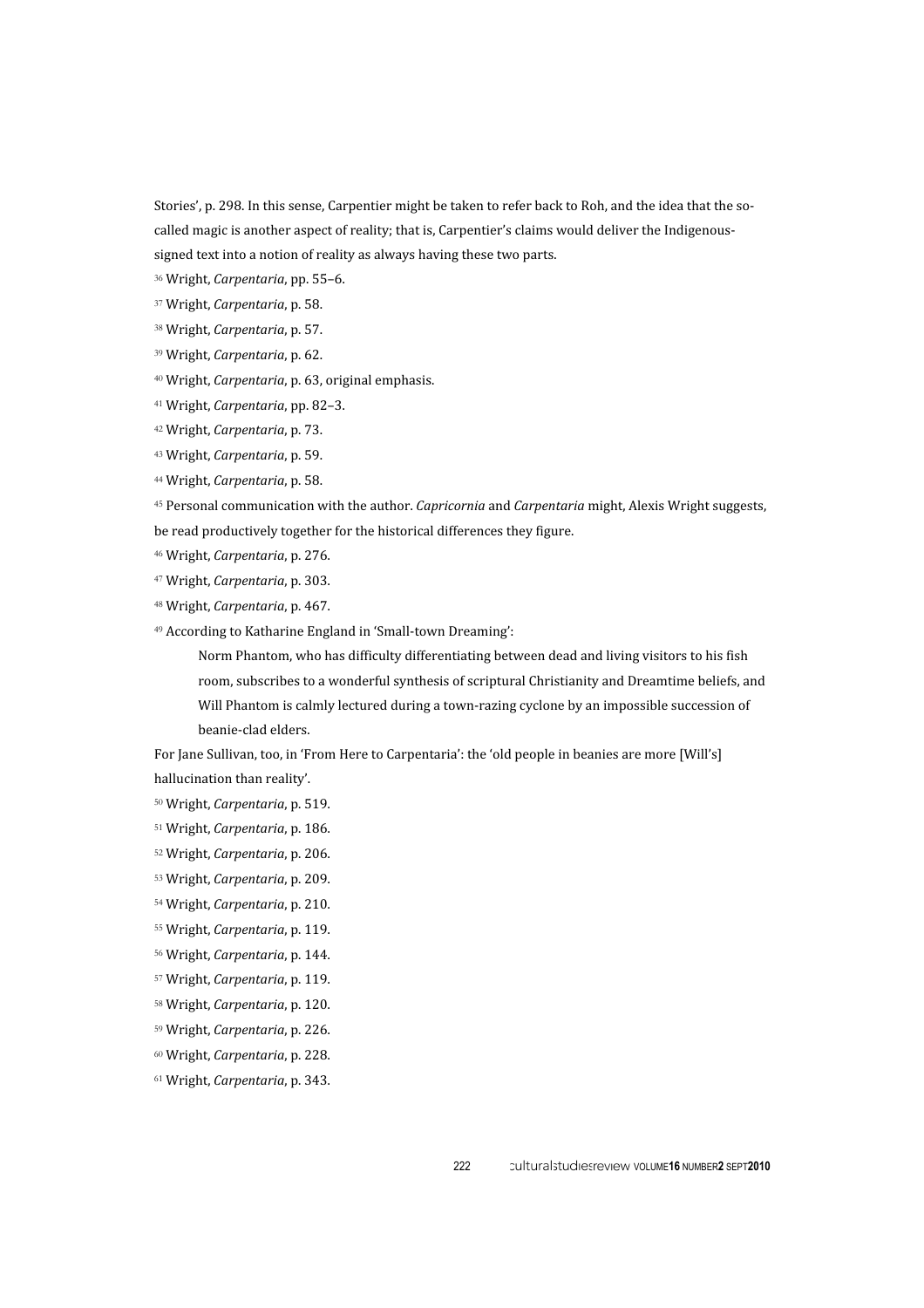Stories', p. 298. In this sense, Carpentier might be taken to refer back to Roh, and the idea that the so-called magic is another aspect of reality; that is, Carpentier's claims would deliver the Indigenous-signed text into a notion of reality as always having these two parts.

[36] Wright, *Carpentaria*, pp. 55–6.

[37] Wright, *Carpentaria*, p. 58.

[38] Wright, *Carpentaria*, p. 57.

[39] Wright, *Carpentaria*, p. 62.

[40] Wright, *Carpentaria*, p. 63, original emphasis.

[41] Wright, *Carpentaria*, pp. 82–3.

[42] Wright, *Carpentaria*, p. 73.

[43] Wright, *Carpentaria*, p. 59.

[44] Wright, *Carpentaria*, p. 58.

[45] Personal communication with the author. *Capricornia* and *Carpentaria* might, Alexis Wright suggests, be read productively together for the historical differences they figure.

[46] Wright, *Carpentaria*, p. 276.

[47] Wright, *Carpentaria*, p. 303.

[48] Wright, *Carpentaria*, p. 467.

[49] According to Katharine England in 'Small-town Dreaming':

> Norm Phantom, who has difficulty differentiating between dead and living visitors to his fish room, subscribes to a wonderful synthesis of scriptural Christianity and Dreamtime beliefs, and Will Phantom is calmly lectured during a town-razing cyclone by an impossible succession of beanie-clad elders.

For Jane Sullivan, too, in 'From Here to Carpentaria': the 'old people in beanies are more [Will's] hallucination than reality'.

[50] Wright, *Carpentaria*, p. 519.

[51] Wright, *Carpentaria*, p. 186.

[52] Wright, *Carpentaria*, p. 206.

[53] Wright, *Carpentaria*, p. 209.

[54] Wright, *Carpentaria*, p. 210.

[55] Wright, *Carpentaria*, p. 119.

[56] Wright, *Carpentaria*, p. 144.

[57] Wright, *Carpentaria*, p. 119.

[58] Wright, *Carpentaria*, p. 120.

[59] Wright, *Carpentaria*, p. 226.

[60] Wright, *Carpentaria*, p. 228.

[61] Wright, *Carpentaria*, p. 343.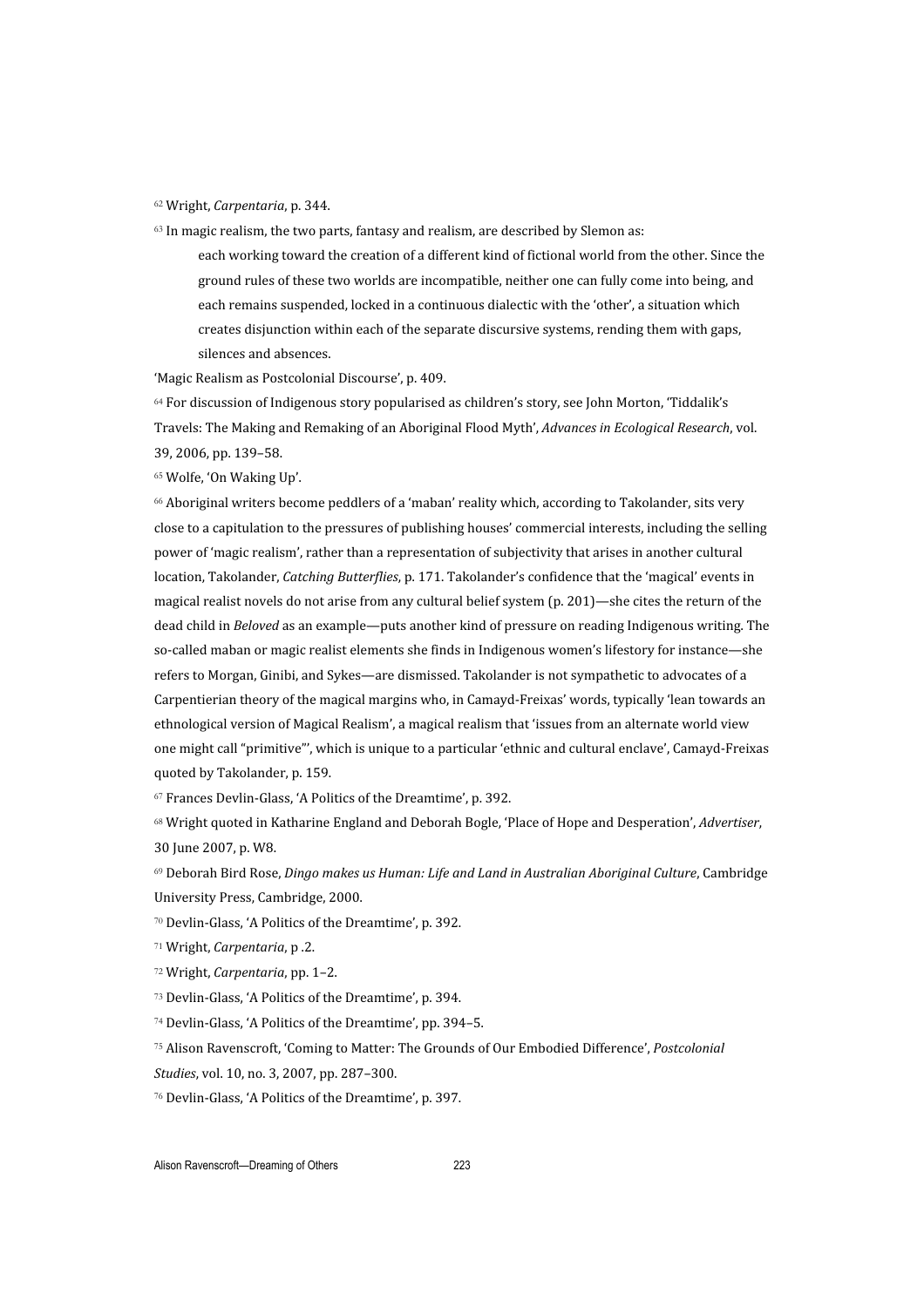[62] Wright, *Carpentaria*, p. 344.

[63] In magic realism, the two parts, fantasy and realism, are described by Slemon as:

> each working toward the creation of a different kind of fictional world from the other. Since the ground rules of these two worlds are incompatible, neither one can fully come into being, and each remains suspended, locked in a continuous dialectic with the 'other', a situation which creates disjunction within each of the separate discursive systems, rending them with gaps, silences and absences.

'Magic Realism as Postcolonial Discourse', p. 409.

[64] For discussion of Indigenous story popularised as children's story, see John Morton, 'Tiddalik's Travels: The Making and Remaking of an Aboriginal Flood Myth', *Advances in Ecological Research*, vol. 39, 2006, pp. 139–58.

[65] Wolfe, 'On Waking Up'.

[66] Aboriginal writers become peddlers of a 'maban' reality which, according to Takolander, sits very close to a capitulation to the pressures of publishing houses' commercial interests, including the selling power of 'magic realism', rather than a representation of subjectivity that arises in another cultural location, Takolander, *Catching Butterflies*, p. 171. Takolander's confidence that the 'magical' events in magical realist novels do not arise from any cultural belief system (p. 201)—she cites the return of the dead child in *Beloved* as an example—puts another kind of pressure on reading Indigenous writing. The so-called maban or magic realist elements she finds in Indigenous women's lifestory for instance—she refers to Morgan, Ginibi, and Sykes—are dismissed. Takolander is not sympathetic to advocates of a Carpentierian theory of the magical margins who, in Camayd-Freixas' words, typically 'lean towards an ethnological version of Magical Realism', a magical realism that 'issues from an alternate world view one might call "primitive"', which is unique to a particular 'ethnic and cultural enclave', Camayd-Freixas quoted by Takolander, p. 159.

[67] Frances Devlin-Glass, 'A Politics of the Dreamtime', p. 392.

[68] Wright quoted in Katharine England and Deborah Bogle, 'Place of Hope and Desperation', *Advertiser*, 30 June 2007, p. W8.

[69] Deborah Bird Rose, *Dingo makes us Human: Life and Land in Australian Aboriginal Culture*, Cambridge University Press, Cambridge, 2000.

[70] Devlin-Glass, 'A Politics of the Dreamtime', p. 392.

[71] Wright, *Carpentaria*, p .2.

[72] Wright, *Carpentaria*, pp. 1–2.

[73] Devlin-Glass, 'A Politics of the Dreamtime', p. 394.

[74] Devlin-Glass, 'A Politics of the Dreamtime', pp. 394–5.

[75] Alison Ravenscroft, 'Coming to Matter: The Grounds of Our Embodied Difference', *Postcolonial Studies*, vol. 10, no. 3, 2007, pp. 287–300.

[76] Devlin-Glass, 'A Politics of the Dreamtime', p. 397.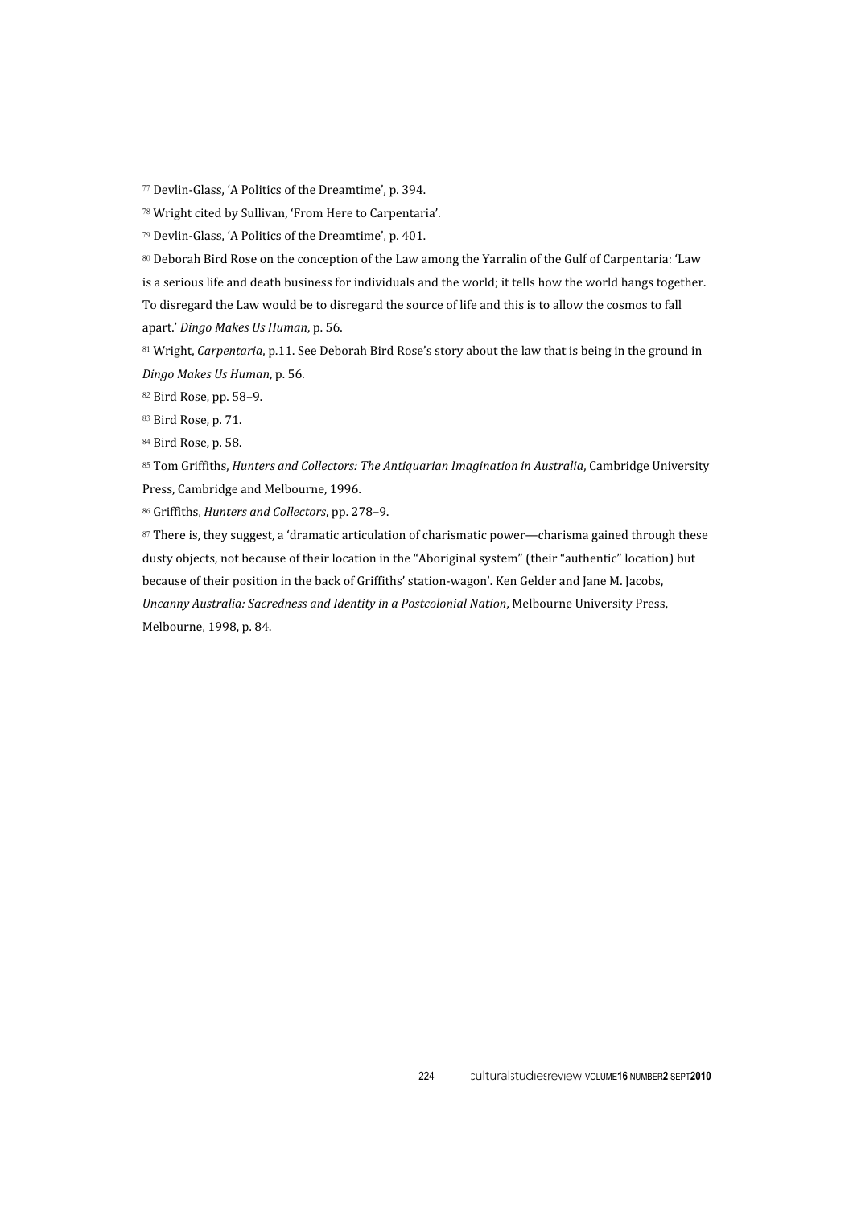[77] Devlin-Glass, 'A Politics of the Dreamtime', p. 394.

[78] Wright cited by Sullivan, 'From Here to Carpentaria'.

[79] Devlin-Glass, 'A Politics of the Dreamtime', p. 401.

[80] Deborah Bird Rose on the conception of the Law among the Yarralin of the Gulf of Carpentaria: 'Law is a serious life and death business for individuals and the world; it tells how the world hangs together. To disregard the Law would be to disregard the source of life and this is to allow the cosmos to fall apart.' *Dingo Makes Us Human*, p. 56.

[81] Wright, *Carpentaria*, p.11. See Deborah Bird Rose's story about the law that is being in the ground in *Dingo Makes Us Human*, p. 56.

[82] Bird Rose, pp. 58–9.

[83] Bird Rose, p. 71.

[84] Bird Rose, p. 58.

[85] Tom Griffiths, *Hunters and Collectors: The Antiquarian Imagination in Australia*, Cambridge University Press, Cambridge and Melbourne, 1996.

[86] Griffiths, *Hunters and Collectors*, pp. 278–9.

[87] There is, they suggest, a 'dramatic articulation of charismatic power—charisma gained through these dusty objects, not because of their location in the "Aboriginal system" (their "authentic" location) but because of their position in the back of Griffiths' station-wagon'. Ken Gelder and Jane M. Jacobs, *Uncanny Australia: Sacredness and Identity in a Postcolonial Nation*, Melbourne University Press, Melbourne, 1998, p. 84.